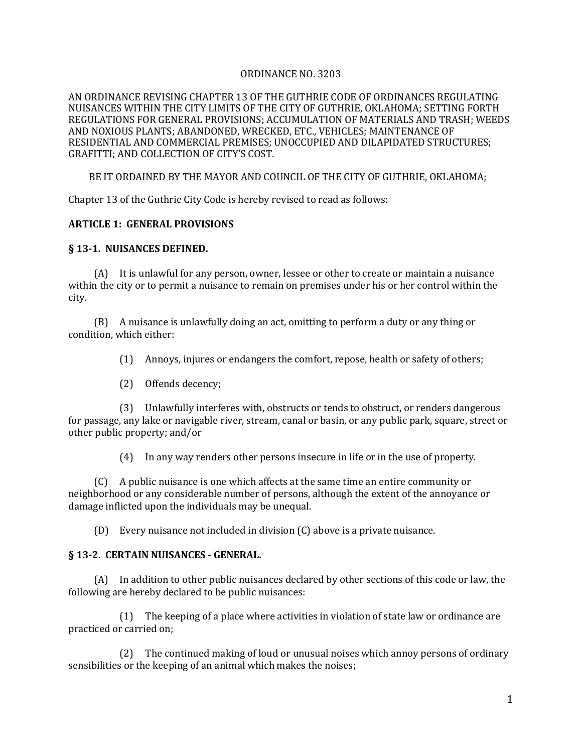ORDINANCE NO. 3203

AN ORDINANCE REVISING CHAPTER 13 OF THE GUTHRIE CODE OF ORDINANCES REGULATING NUISANCES WITHIN THE CITY LIMITS OF THE CITY OF GUTHRIE, OKLAHOMA; SETTING FORTH REGULATIONS FOR GENERAL PROVISIONS; ACCUMULATION OF MATERIALS AND TRASH; WEEDS AND NOXIOUS PLANTS; ABANDONED, WRECKED, ETC., VEHICLES; MAINTENANCE OF RESIDENTIAL AND COMMERCIAL PREMISES; UNOCCUPIED AND DILAPIDATED STRUCTURES; GRAFITTI; AND COLLECTION OF CITY'S COST.

BE IT ORDAINED BY THE MAYOR AND COUNCIL OF THE CITY OF GUTHRIE, OKLAHOMA;

Chapter 13 of the Guthrie City Code is hereby revised to read as follows:

**ARTICLE 1: GENERAL PROVISIONS**

**§ 13-1. NUISANCES DEFINED.**

(A) It is unlawful for any person, owner, lessee or other to create or maintain a nuisance within the city or to permit a nuisance to remain on premises under his or her control within the city.

(B) A nuisance is unlawfully doing an act, omitting to perform a duty or any thing or condition, which either:

(1) Annoys, injures or endangers the comfort, repose, health or safety of others;

(2) Offends decency;

(3) Unlawfully interferes with, obstructs or tends to obstruct, or renders dangerous for passage, any lake or navigable river, stream, canal or basin, or any public park, square, street or other public property; and/or

(4) In any way renders other persons insecure in life or in the use of property.

(C) A public nuisance is one which affects at the same time an entire community or neighborhood or any considerable number of persons, although the extent of the annoyance or damage inflicted upon the individuals may be unequal.

(D) Every nuisance not included in division (C) above is a private nuisance.

**§ 13-2. CERTAIN NUISANCES - GENERAL.**

(A) In addition to other public nuisances declared by other sections of this code or law, the following are hereby declared to be public nuisances:

(1) The keeping of a place where activities in violation of state law or ordinance are practiced or carried on;

(2) The continued making of loud or unusual noises which annoy persons of ordinary sensibilities or the keeping of an animal which makes the noises;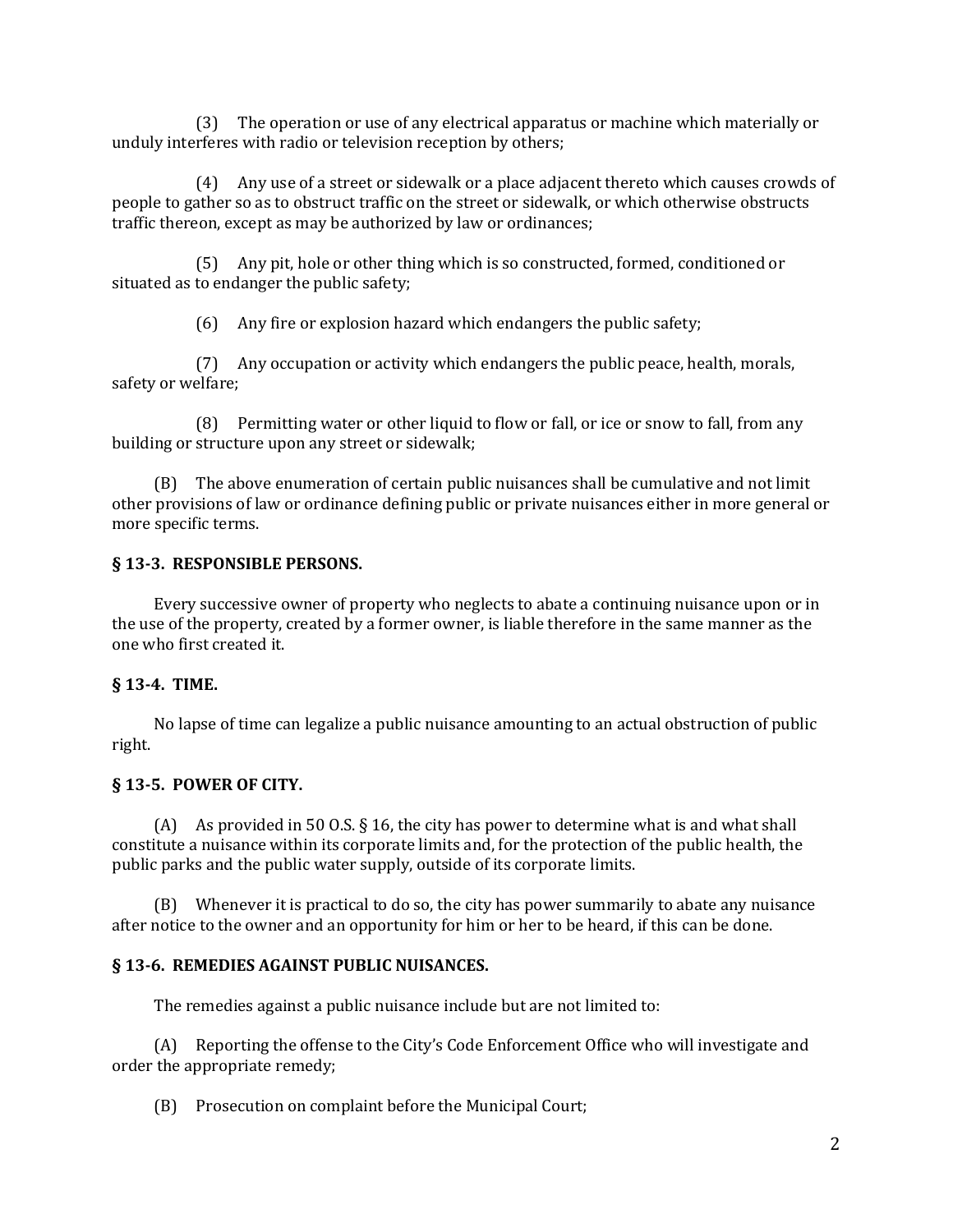(3) The operation or use of any electrical apparatus or machine which materially or unduly interferes with radio or television reception by others;

(4) Any use of a street or sidewalk or a place adjacent thereto which causes crowds of people to gather so as to obstruct traffic on the street or sidewalk, or which otherwise obstructs traffic thereon, except as may be authorized by law or ordinances;

(5) Any pit, hole or other thing which is so constructed, formed, conditioned or situated as to endanger the public safety;

(6) Any fire or explosion hazard which endangers the public safety;

(7) Any occupation or activity which endangers the public peace, health, morals, safety or welfare;

(8) Permitting water or other liquid to flow or fall, or ice or snow to fall, from any building or structure upon any street or sidewalk;

(B) The above enumeration of certain public nuisances shall be cumulative and not limit other provisions of law or ordinance defining public or private nuisances either in more general or more specific terms.

### § 13-3. RESPONSIBLE PERSONS.

Every successive owner of property who neglects to abate a continuing nuisance upon or in the use of the property, created by a former owner, is liable therefore in the same manner as the one who first created it.

### § 13-4. TIME.

No lapse of time can legalize a public nuisance amounting to an actual obstruction of public right.

### § 13-5. POWER OF CITY.

(A) As provided in 50 O.S. § 16, the city has power to determine what is and what shall constitute a nuisance within its corporate limits and, for the protection of the public health, the public parks and the public water supply, outside of its corporate limits.

(B) Whenever it is practical to do so, the city has power summarily to abate any nuisance after notice to the owner and an opportunity for him or her to be heard, if this can be done.

### § 13-6. REMEDIES AGAINST PUBLIC NUISANCES.

The remedies against a public nuisance include but are not limited to:

(A) Reporting the offense to the City's Code Enforcement Office who will investigate and order the appropriate remedy;

(B) Prosecution on complaint before the Municipal Court;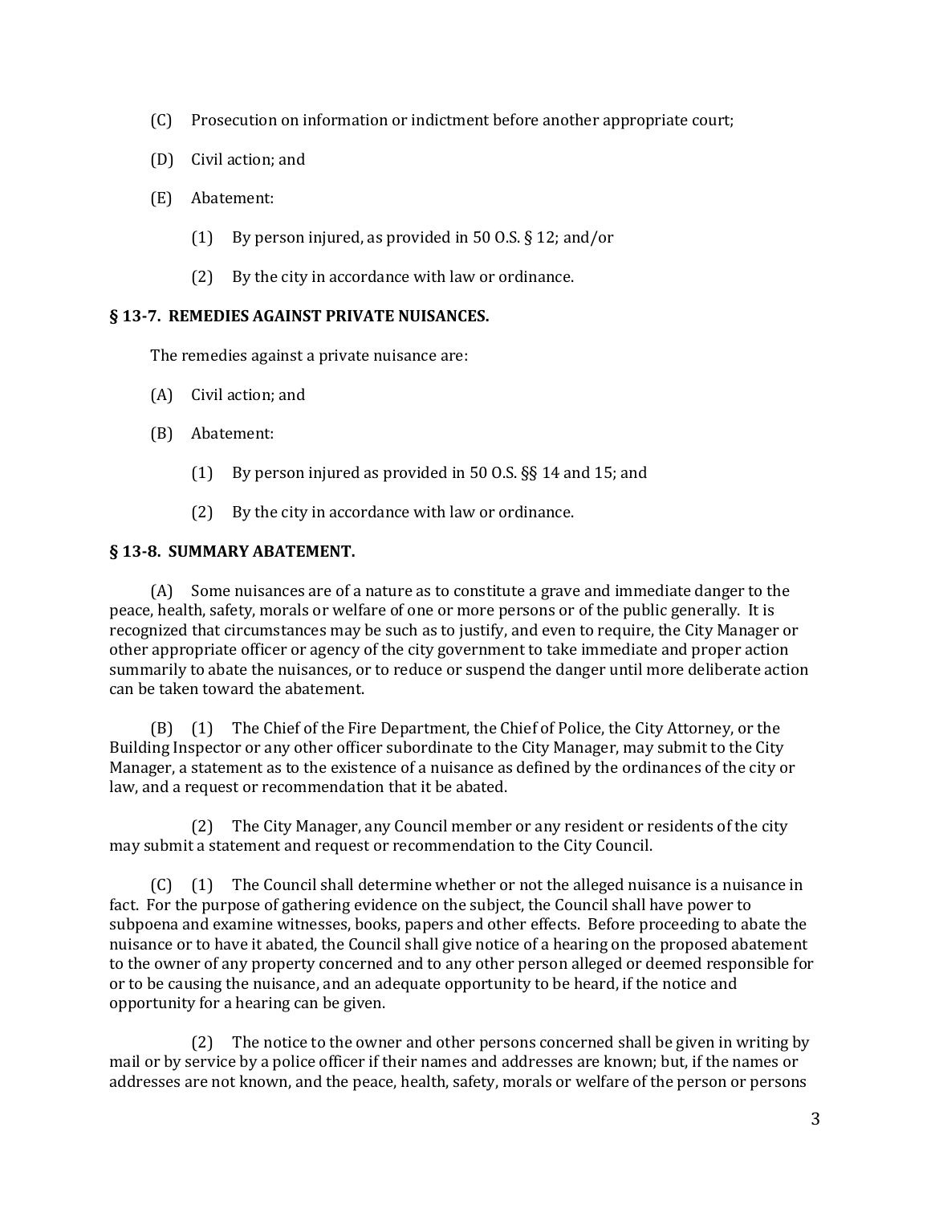(C) Prosecution on information or indictment before another appropriate court;

(D) Civil action; and

(E) Abatement:

(1) By person injured, as provided in 50 O.S. § 12; and/or

(2) By the city in accordance with law or ordinance.

**§ 13-7. REMEDIES AGAINST PRIVATE NUISANCES.**

The remedies against a private nuisance are:

(A) Civil action; and

(B) Abatement:

(1) By person injured as provided in 50 O.S. §§ 14 and 15; and

(2) By the city in accordance with law or ordinance.

**§ 13-8. SUMMARY ABATEMENT.**

(A) Some nuisances are of a nature as to constitute a grave and immediate danger to the peace, health, safety, morals or welfare of one or more persons or of the public generally. It is recognized that circumstances may be such as to justify, and even to require, the City Manager or other appropriate officer or agency of the city government to take immediate and proper action summarily to abate the nuisances, or to reduce or suspend the danger until more deliberate action can be taken toward the abatement.

(B) (1) The Chief of the Fire Department, the Chief of Police, the City Attorney, or the Building Inspector or any other officer subordinate to the City Manager, may submit to the City Manager, a statement as to the existence of a nuisance as defined by the ordinances of the city or law, and a request or recommendation that it be abated.

(2) The City Manager, any Council member or any resident or residents of the city may submit a statement and request or recommendation to the City Council.

(C) (1) The Council shall determine whether or not the alleged nuisance is a nuisance in fact. For the purpose of gathering evidence on the subject, the Council shall have power to subpoena and examine witnesses, books, papers and other effects. Before proceeding to abate the nuisance or to have it abated, the Council shall give notice of a hearing on the proposed abatement to the owner of any property concerned and to any other person alleged or deemed responsible for or to be causing the nuisance, and an adequate opportunity to be heard, if the notice and opportunity for a hearing can be given.

(2) The notice to the owner and other persons concerned shall be given in writing by mail or by service by a police officer if their names and addresses are known; but, if the names or addresses are not known, and the peace, health, safety, morals or welfare of the person or persons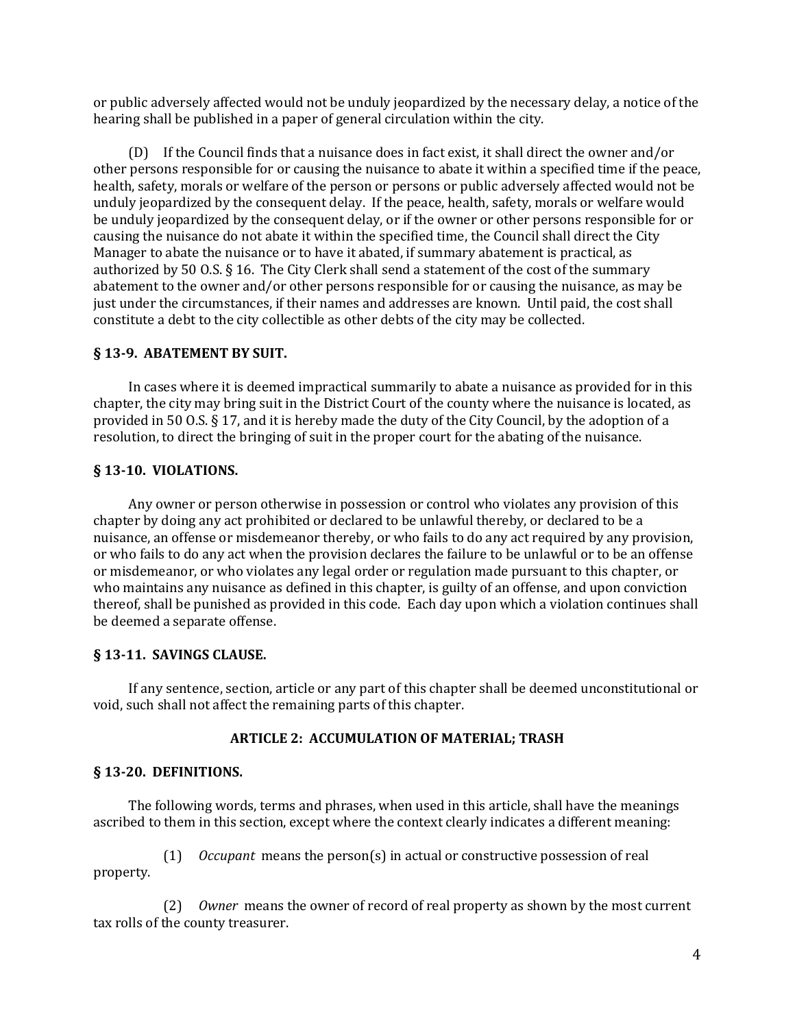or public adversely affected would not be unduly jeopardized by the necessary delay, a notice of the hearing shall be published in a paper of general circulation within the city.

(D) If the Council finds that a nuisance does in fact exist, it shall direct the owner and/or other persons responsible for or causing the nuisance to abate it within a specified time if the peace, health, safety, morals or welfare of the person or persons or public adversely affected would not be unduly jeopardized by the consequent delay. If the peace, health, safety, morals or welfare would be unduly jeopardized by the consequent delay, or if the owner or other persons responsible for or causing the nuisance do not abate it within the specified time, the Council shall direct the City Manager to abate the nuisance or to have it abated, if summary abatement is practical, as authorized by 50 O.S. § 16. The City Clerk shall send a statement of the cost of the summary abatement to the owner and/or other persons responsible for or causing the nuisance, as may be just under the circumstances, if their names and addresses are known. Until paid, the cost shall constitute a debt to the city collectible as other debts of the city may be collected.

### § 13-9. ABATEMENT BY SUIT.

In cases where it is deemed impractical summarily to abate a nuisance as provided for in this chapter, the city may bring suit in the District Court of the county where the nuisance is located, as provided in 50 O.S. § 17, and it is hereby made the duty of the City Council, by the adoption of a resolution, to direct the bringing of suit in the proper court for the abating of the nuisance.

### § 13-10. VIOLATIONS.

Any owner or person otherwise in possession or control who violates any provision of this chapter by doing any act prohibited or declared to be unlawful thereby, or declared to be a nuisance, an offense or misdemeanor thereby, or who fails to do any act required by any provision, or who fails to do any act when the provision declares the failure to be unlawful or to be an offense or misdemeanor, or who violates any legal order or regulation made pursuant to this chapter, or who maintains any nuisance as defined in this chapter, is guilty of an offense, and upon conviction thereof, shall be punished as provided in this code. Each day upon which a violation continues shall be deemed a separate offense.

### § 13-11. SAVINGS CLAUSE.

If any sentence, section, article or any part of this chapter shall be deemed unconstitutional or void, such shall not affect the remaining parts of this chapter.

## ARTICLE 2: ACCUMULATION OF MATERIAL; TRASH

### § 13-20. DEFINITIONS.

The following words, terms and phrases, when used in this article, shall have the meanings ascribed to them in this section, except where the context clearly indicates a different meaning:

(1) *Occupant* means the person(s) in actual or constructive possession of real property.

(2) *Owner* means the owner of record of real property as shown by the most current tax rolls of the county treasurer.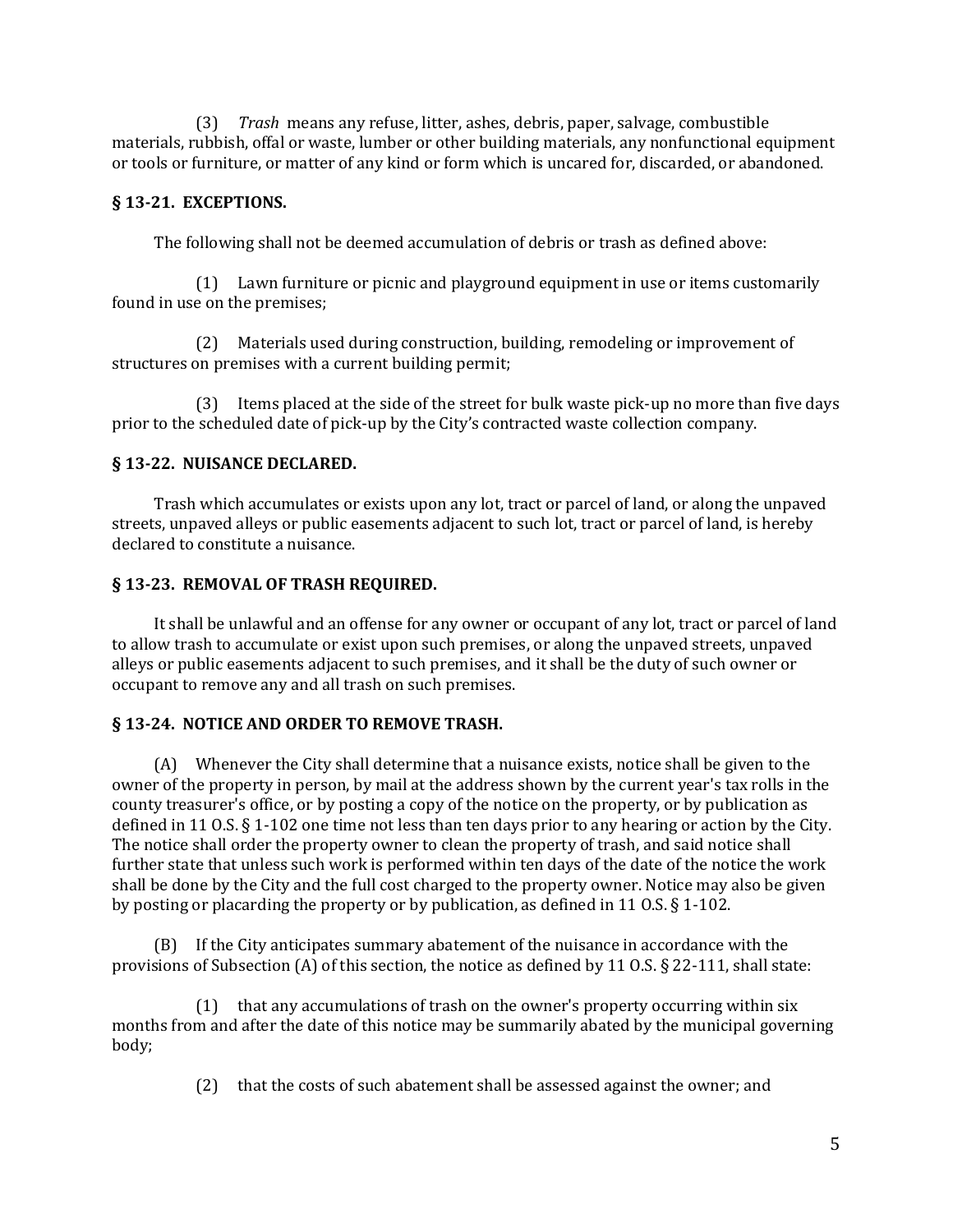(3) *Trash* means any refuse, litter, ashes, debris, paper, salvage, combustible materials, rubbish, offal or waste, lumber or other building materials, any nonfunctional equipment or tools or furniture, or matter of any kind or form which is uncared for, discarded, or abandoned.

**§ 13-21. EXCEPTIONS.**

The following shall not be deemed accumulation of debris or trash as defined above:

(1) Lawn furniture or picnic and playground equipment in use or items customarily found in use on the premises;

(2) Materials used during construction, building, remodeling or improvement of structures on premises with a current building permit;

(3) Items placed at the side of the street for bulk waste pick-up no more than five days prior to the scheduled date of pick-up by the City's contracted waste collection company.

**§ 13-22. NUISANCE DECLARED.**

Trash which accumulates or exists upon any lot, tract or parcel of land, or along the unpaved streets, unpaved alleys or public easements adjacent to such lot, tract or parcel of land, is hereby declared to constitute a nuisance.

**§ 13-23. REMOVAL OF TRASH REQUIRED.**

It shall be unlawful and an offense for any owner or occupant of any lot, tract or parcel of land to allow trash to accumulate or exist upon such premises, or along the unpaved streets, unpaved alleys or public easements adjacent to such premises, and it shall be the duty of such owner or occupant to remove any and all trash on such premises.

**§ 13-24. NOTICE AND ORDER TO REMOVE TRASH.**

(A) Whenever the City shall determine that a nuisance exists, notice shall be given to the owner of the property in person, by mail at the address shown by the current year's tax rolls in the county treasurer's office, or by posting a copy of the notice on the property, or by publication as defined in 11 O.S. § 1-102 one time not less than ten days prior to any hearing or action by the City. The notice shall order the property owner to clean the property of trash, and said notice shall further state that unless such work is performed within ten days of the date of the notice the work shall be done by the City and the full cost charged to the property owner. Notice may also be given by posting or placarding the property or by publication, as defined in 11 O.S. § 1-102.

(B) If the City anticipates summary abatement of the nuisance in accordance with the provisions of Subsection (A) of this section, the notice as defined by 11 O.S. § 22-111, shall state:

(1) that any accumulations of trash on the owner's property occurring within six months from and after the date of this notice may be summarily abated by the municipal governing body;

(2) that the costs of such abatement shall be assessed against the owner; and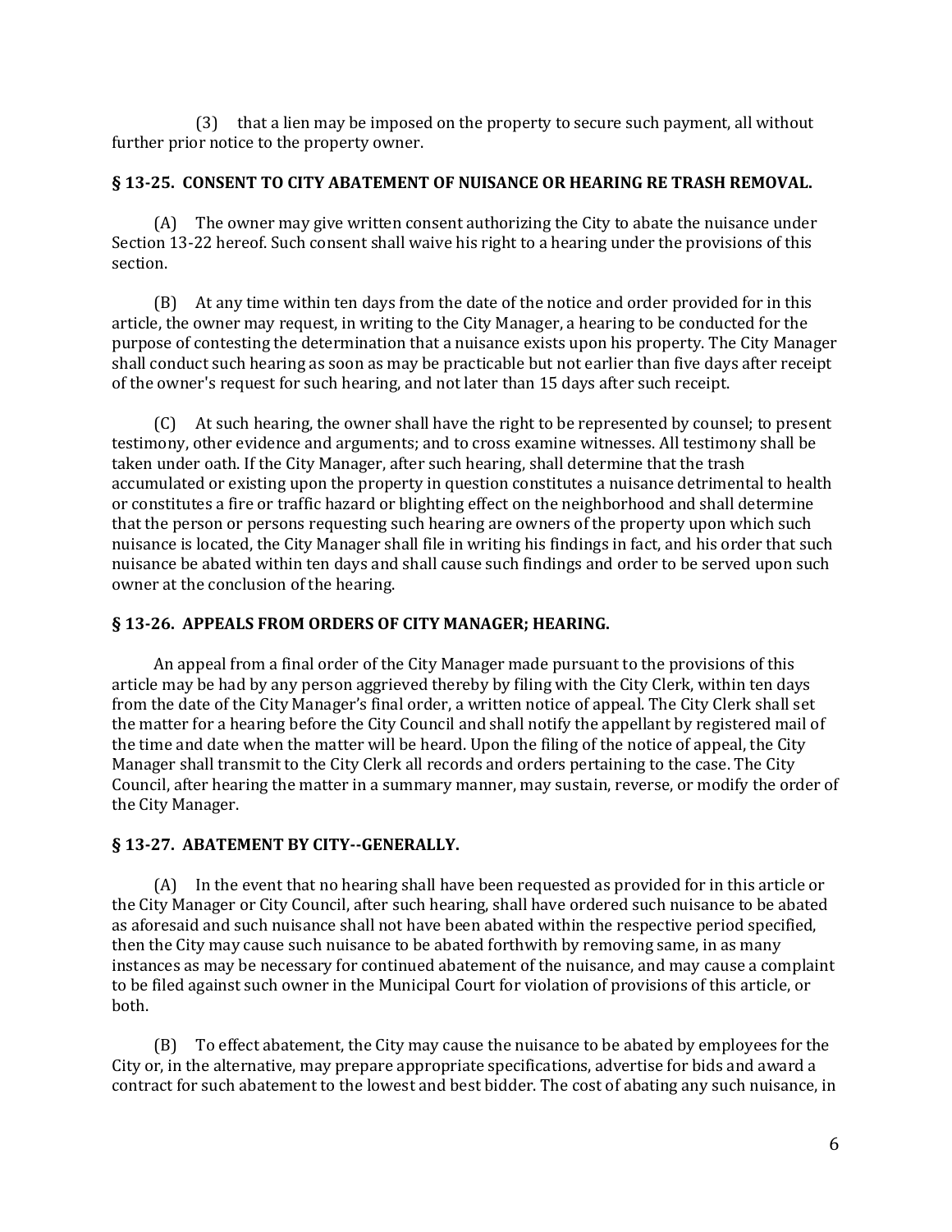(3) that a lien may be imposed on the property to secure such payment, all without further prior notice to the property owner.

### § 13-25. CONSENT TO CITY ABATEMENT OF NUISANCE OR HEARING RE TRASH REMOVAL.

(A) The owner may give written consent authorizing the City to abate the nuisance under Section 13-22 hereof. Such consent shall waive his right to a hearing under the provisions of this section.

(B) At any time within ten days from the date of the notice and order provided for in this article, the owner may request, in writing to the City Manager, a hearing to be conducted for the purpose of contesting the determination that a nuisance exists upon his property. The City Manager shall conduct such hearing as soon as may be practicable but not earlier than five days after receipt of the owner's request for such hearing, and not later than 15 days after such receipt.

(C) At such hearing, the owner shall have the right to be represented by counsel; to present testimony, other evidence and arguments; and to cross examine witnesses. All testimony shall be taken under oath. If the City Manager, after such hearing, shall determine that the trash accumulated or existing upon the property in question constitutes a nuisance detrimental to health or constitutes a fire or traffic hazard or blighting effect on the neighborhood and shall determine that the person or persons requesting such hearing are owners of the property upon which such nuisance is located, the City Manager shall file in writing his findings in fact, and his order that such nuisance be abated within ten days and shall cause such findings and order to be served upon such owner at the conclusion of the hearing.

### § 13-26. APPEALS FROM ORDERS OF CITY MANAGER; HEARING.

An appeal from a final order of the City Manager made pursuant to the provisions of this article may be had by any person aggrieved thereby by filing with the City Clerk, within ten days from the date of the City Manager's final order, a written notice of appeal. The City Clerk shall set the matter for a hearing before the City Council and shall notify the appellant by registered mail of the time and date when the matter will be heard. Upon the filing of the notice of appeal, the City Manager shall transmit to the City Clerk all records and orders pertaining to the case. The City Council, after hearing the matter in a summary manner, may sustain, reverse, or modify the order of the City Manager.

### § 13-27. ABATEMENT BY CITY--GENERALLY.

(A) In the event that no hearing shall have been requested as provided for in this article or the City Manager or City Council, after such hearing, shall have ordered such nuisance to be abated as aforesaid and such nuisance shall not have been abated within the respective period specified, then the City may cause such nuisance to be abated forthwith by removing same, in as many instances as may be necessary for continued abatement of the nuisance, and may cause a complaint to be filed against such owner in the Municipal Court for violation of provisions of this article, or both.

(B) To effect abatement, the City may cause the nuisance to be abated by employees for the City or, in the alternative, may prepare appropriate specifications, advertise for bids and award a contract for such abatement to the lowest and best bidder. The cost of abating any such nuisance, in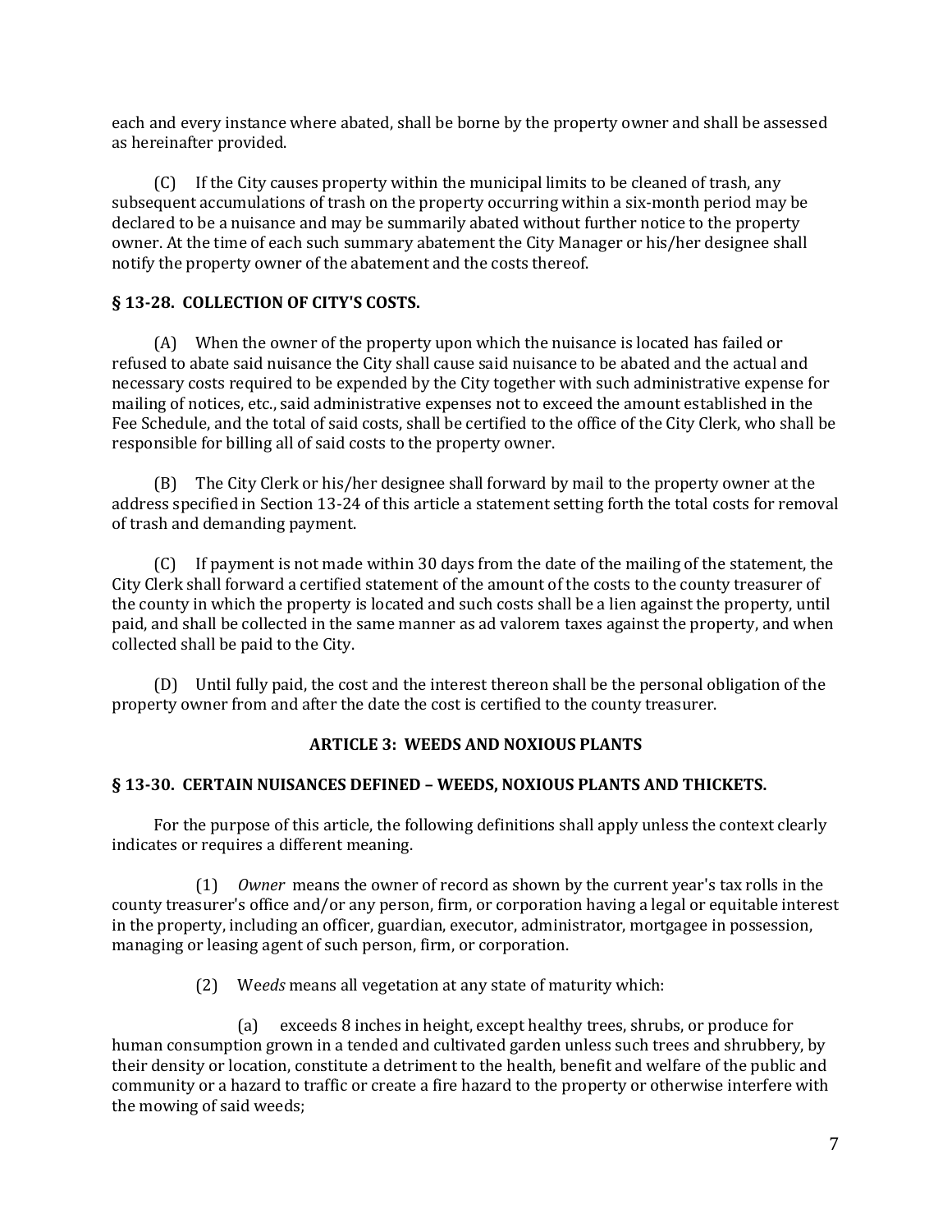each and every instance where abated, shall be borne by the property owner and shall be assessed as hereinafter provided.

(C) If the City causes property within the municipal limits to be cleaned of trash, any subsequent accumulations of trash on the property occurring within a six-month period may be declared to be a nuisance and may be summarily abated without further notice to the property owner. At the time of each such summary abatement the City Manager or his/her designee shall notify the property owner of the abatement and the costs thereof.

### § 13-28. COLLECTION OF CITY'S COSTS.

(A) When the owner of the property upon which the nuisance is located has failed or refused to abate said nuisance the City shall cause said nuisance to be abated and the actual and necessary costs required to be expended by the City together with such administrative expense for mailing of notices, etc., said administrative expenses not to exceed the amount established in the Fee Schedule, and the total of said costs, shall be certified to the office of the City Clerk, who shall be responsible for billing all of said costs to the property owner.

(B) The City Clerk or his/her designee shall forward by mail to the property owner at the address specified in Section 13-24 of this article a statement setting forth the total costs for removal of trash and demanding payment.

(C) If payment is not made within 30 days from the date of the mailing of the statement, the City Clerk shall forward a certified statement of the amount of the costs to the county treasurer of the county in which the property is located and such costs shall be a lien against the property, until paid, and shall be collected in the same manner as ad valorem taxes against the property, and when collected shall be paid to the City.

(D) Until fully paid, the cost and the interest thereon shall be the personal obligation of the property owner from and after the date the cost is certified to the county treasurer.

## ARTICLE 3: WEEDS AND NOXIOUS PLANTS

### § 13-30. CERTAIN NUISANCES DEFINED – WEEDS, NOXIOUS PLANTS AND THICKETS.

For the purpose of this article, the following definitions shall apply unless the context clearly indicates or requires a different meaning.

(1) *Owner* means the owner of record as shown by the current year's tax rolls in the county treasurer's office and/or any person, firm, or corporation having a legal or equitable interest in the property, including an officer, guardian, executor, administrator, mortgagee in possession, managing or leasing agent of such person, firm, or corporation.

(2) We*eds* means all vegetation at any state of maturity which:

(a) exceeds 8 inches in height, except healthy trees, shrubs, or produce for human consumption grown in a tended and cultivated garden unless such trees and shrubbery, by their density or location, constitute a detriment to the health, benefit and welfare of the public and community or a hazard to traffic or create a fire hazard to the property or otherwise interfere with the mowing of said weeds;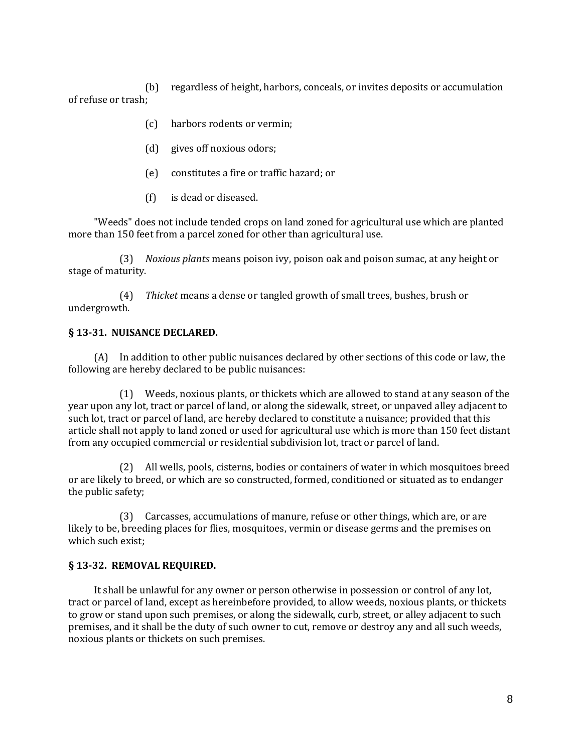(b) regardless of height, harbors, conceals, or invites deposits or accumulation of refuse or trash;

(c) harbors rodents or vermin;

(d) gives off noxious odors;

(e) constitutes a fire or traffic hazard; or

(f) is dead or diseased.

"Weeds" does not include tended crops on land zoned for agricultural use which are planted more than 150 feet from a parcel zoned for other than agricultural use.

(3) *Noxious plants* means poison ivy, poison oak and poison sumac, at any height or stage of maturity.

(4) *Thicket* means a dense or tangled growth of small trees, bushes, brush or undergrowth.

**§ 13-31. NUISANCE DECLARED.**

(A) In addition to other public nuisances declared by other sections of this code or law, the following are hereby declared to be public nuisances:

(1) Weeds, noxious plants, or thickets which are allowed to stand at any season of the year upon any lot, tract or parcel of land, or along the sidewalk, street, or unpaved alley adjacent to such lot, tract or parcel of land, are hereby declared to constitute a nuisance; provided that this article shall not apply to land zoned or used for agricultural use which is more than 150 feet distant from any occupied commercial or residential subdivision lot, tract or parcel of land.

(2) All wells, pools, cisterns, bodies or containers of water in which mosquitoes breed or are likely to breed, or which are so constructed, formed, conditioned or situated as to endanger the public safety;

(3) Carcasses, accumulations of manure, refuse or other things, which are, or are likely to be, breeding places for flies, mosquitoes, vermin or disease germs and the premises on which such exist;

**§ 13-32. REMOVAL REQUIRED.**

It shall be unlawful for any owner or person otherwise in possession or control of any lot, tract or parcel of land, except as hereinbefore provided, to allow weeds, noxious plants, or thickets to grow or stand upon such premises, or along the sidewalk, curb, street, or alley adjacent to such premises, and it shall be the duty of such owner to cut, remove or destroy any and all such weeds, noxious plants or thickets on such premises.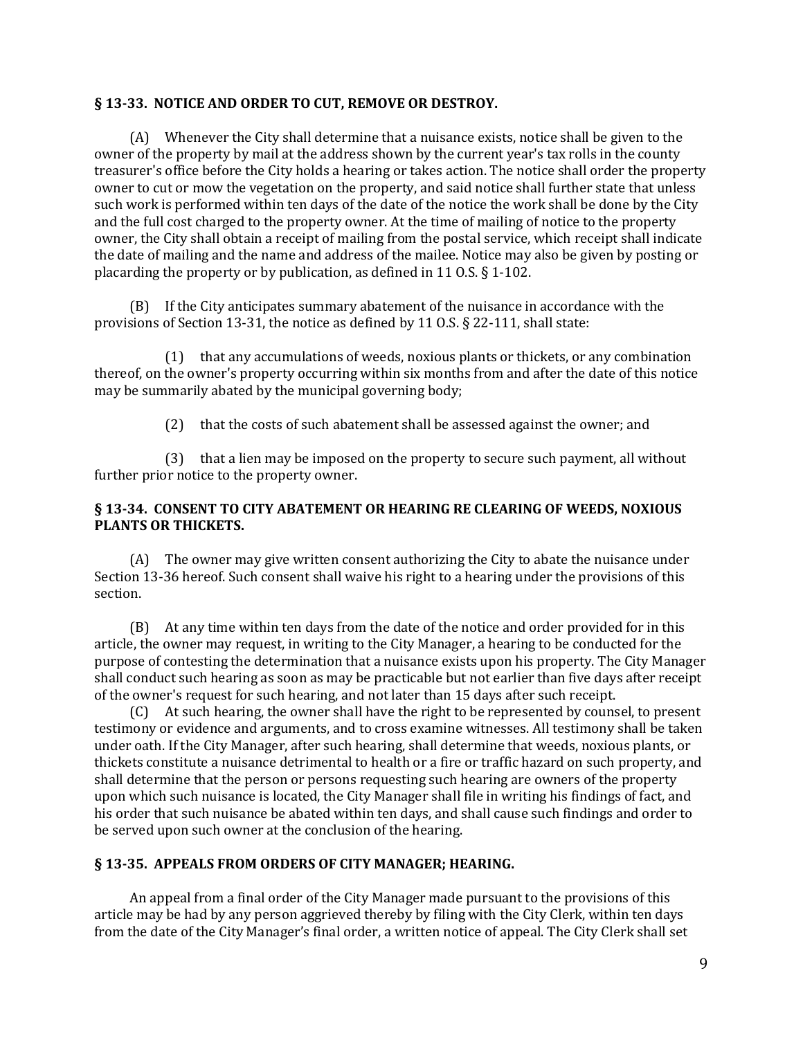**§ 13-33. NOTICE AND ORDER TO CUT, REMOVE OR DESTROY.**

(A) Whenever the City shall determine that a nuisance exists, notice shall be given to the owner of the property by mail at the address shown by the current year's tax rolls in the county treasurer's office before the City holds a hearing or takes action. The notice shall order the property owner to cut or mow the vegetation on the property, and said notice shall further state that unless such work is performed within ten days of the date of the notice the work shall be done by the City and the full cost charged to the property owner. At the time of mailing of notice to the property owner, the City shall obtain a receipt of mailing from the postal service, which receipt shall indicate the date of mailing and the name and address of the mailee. Notice may also be given by posting or placarding the property or by publication, as defined in 11 O.S. § 1-102.

(B) If the City anticipates summary abatement of the nuisance in accordance with the provisions of Section 13-31, the notice as defined by 11 O.S. § 22-111, shall state:

(1) that any accumulations of weeds, noxious plants or thickets, or any combination thereof, on the owner's property occurring within six months from and after the date of this notice may be summarily abated by the municipal governing body;

(2) that the costs of such abatement shall be assessed against the owner; and

(3) that a lien may be imposed on the property to secure such payment, all without further prior notice to the property owner.

**§ 13-34. CONSENT TO CITY ABATEMENT OR HEARING RE CLEARING OF WEEDS, NOXIOUS PLANTS OR THICKETS.**

(A) The owner may give written consent authorizing the City to abate the nuisance under Section 13-36 hereof. Such consent shall waive his right to a hearing under the provisions of this section.

(B) At any time within ten days from the date of the notice and order provided for in this article, the owner may request, in writing to the City Manager, a hearing to be conducted for the purpose of contesting the determination that a nuisance exists upon his property. The City Manager shall conduct such hearing as soon as may be practicable but not earlier than five days after receipt of the owner's request for such hearing, and not later than 15 days after such receipt.

(C) At such hearing, the owner shall have the right to be represented by counsel, to present testimony or evidence and arguments, and to cross examine witnesses. All testimony shall be taken under oath. If the City Manager, after such hearing, shall determine that weeds, noxious plants, or thickets constitute a nuisance detrimental to health or a fire or traffic hazard on such property, and shall determine that the person or persons requesting such hearing are owners of the property upon which such nuisance is located, the City Manager shall file in writing his findings of fact, and his order that such nuisance be abated within ten days, and shall cause such findings and order to be served upon such owner at the conclusion of the hearing.

**§ 13-35. APPEALS FROM ORDERS OF CITY MANAGER; HEARING.**

An appeal from a final order of the City Manager made pursuant to the provisions of this article may be had by any person aggrieved thereby by filing with the City Clerk, within ten days from the date of the City Manager's final order, a written notice of appeal. The City Clerk shall set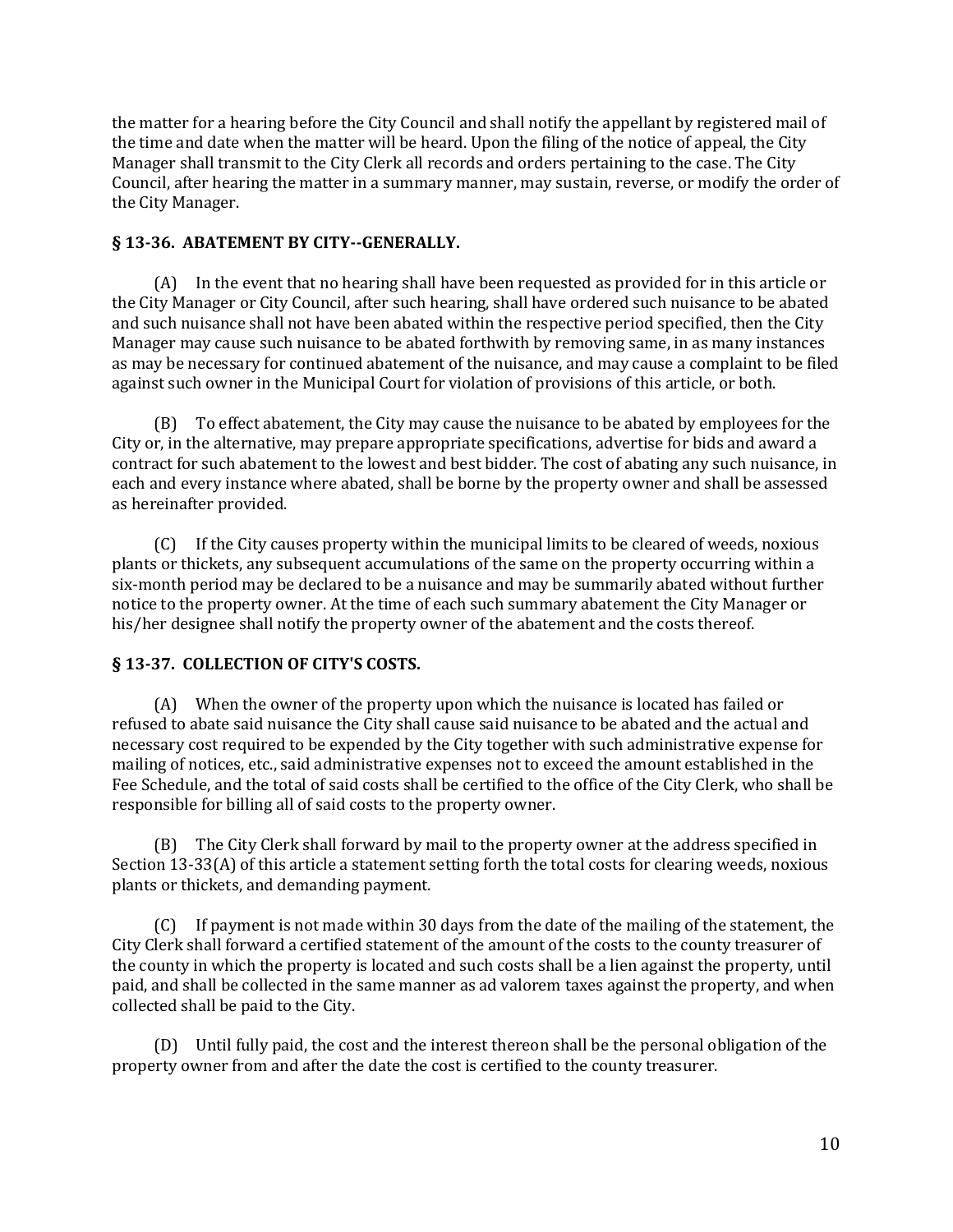the matter for a hearing before the City Council and shall notify the appellant by registered mail of the time and date when the matter will be heard. Upon the filing of the notice of appeal, the City Manager shall transmit to the City Clerk all records and orders pertaining to the case. The City Council, after hearing the matter in a summary manner, may sustain, reverse, or modify the order of the City Manager.

### § 13-36. ABATEMENT BY CITY--GENERALLY.

(A) In the event that no hearing shall have been requested as provided for in this article or the City Manager or City Council, after such hearing, shall have ordered such nuisance to be abated and such nuisance shall not have been abated within the respective period specified, then the City Manager may cause such nuisance to be abated forthwith by removing same, in as many instances as may be necessary for continued abatement of the nuisance, and may cause a complaint to be filed against such owner in the Municipal Court for violation of provisions of this article, or both.

(B) To effect abatement, the City may cause the nuisance to be abated by employees for the City or, in the alternative, may prepare appropriate specifications, advertise for bids and award a contract for such abatement to the lowest and best bidder. The cost of abating any such nuisance, in each and every instance where abated, shall be borne by the property owner and shall be assessed as hereinafter provided.

(C) If the City causes property within the municipal limits to be cleared of weeds, noxious plants or thickets, any subsequent accumulations of the same on the property occurring within a six-month period may be declared to be a nuisance and may be summarily abated without further notice to the property owner. At the time of each such summary abatement the City Manager or his/her designee shall notify the property owner of the abatement and the costs thereof.

### § 13-37. COLLECTION OF CITY'S COSTS.

(A) When the owner of the property upon which the nuisance is located has failed or refused to abate said nuisance the City shall cause said nuisance to be abated and the actual and necessary cost required to be expended by the City together with such administrative expense for mailing of notices, etc., said administrative expenses not to exceed the amount established in the Fee Schedule, and the total of said costs shall be certified to the office of the City Clerk, who shall be responsible for billing all of said costs to the property owner.

(B) The City Clerk shall forward by mail to the property owner at the address specified in Section 13-33(A) of this article a statement setting forth the total costs for clearing weeds, noxious plants or thickets, and demanding payment.

(C) If payment is not made within 30 days from the date of the mailing of the statement, the City Clerk shall forward a certified statement of the amount of the costs to the county treasurer of the county in which the property is located and such costs shall be a lien against the property, until paid, and shall be collected in the same manner as ad valorem taxes against the property, and when collected shall be paid to the City.

(D) Until fully paid, the cost and the interest thereon shall be the personal obligation of the property owner from and after the date the cost is certified to the county treasurer.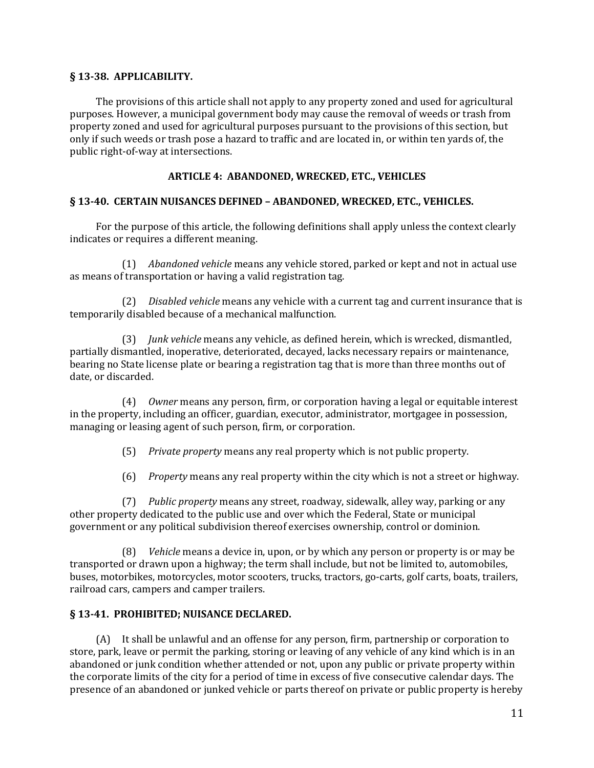### § 13-38. APPLICABILITY.

The provisions of this article shall not apply to any property zoned and used for agricultural purposes. However, a municipal government body may cause the removal of weeds or trash from property zoned and used for agricultural purposes pursuant to the provisions of this section, but only if such weeds or trash pose a hazard to traffic and are located in, or within ten yards of, the public right-of-way at intersections.

## ARTICLE 4: ABANDONED, WRECKED, ETC., VEHICLES

### § 13-40. CERTAIN NUISANCES DEFINED – ABANDONED, WRECKED, ETC., VEHICLES.

For the purpose of this article, the following definitions shall apply unless the context clearly indicates or requires a different meaning.

(1) *Abandoned vehicle* means any vehicle stored, parked or kept and not in actual use as means of transportation or having a valid registration tag.

(2) *Disabled vehicle* means any vehicle with a current tag and current insurance that is temporarily disabled because of a mechanical malfunction.

(3) *Junk vehicle* means any vehicle, as defined herein, which is wrecked, dismantled, partially dismantled, inoperative, deteriorated, decayed, lacks necessary repairs or maintenance, bearing no State license plate or bearing a registration tag that is more than three months out of date, or discarded.

(4) *Owner* means any person, firm, or corporation having a legal or equitable interest in the property, including an officer, guardian, executor, administrator, mortgagee in possession, managing or leasing agent of such person, firm, or corporation.

(5) *Private property* means any real property which is not public property.

(6) *Property* means any real property within the city which is not a street or highway.

(7) *Public property* means any street, roadway, sidewalk, alley way, parking or any other property dedicated to the public use and over which the Federal, State or municipal government or any political subdivision thereof exercises ownership, control or dominion.

(8) *Vehicle* means a device in, upon, or by which any person or property is or may be transported or drawn upon a highway; the term shall include, but not be limited to, automobiles, buses, motorbikes, motorcycles, motor scooters, trucks, tractors, go-carts, golf carts, boats, trailers, railroad cars, campers and camper trailers.

### § 13-41. PROHIBITED; NUISANCE DECLARED.

(A) It shall be unlawful and an offense for any person, firm, partnership or corporation to store, park, leave or permit the parking, storing or leaving of any vehicle of any kind which is in an abandoned or junk condition whether attended or not, upon any public or private property within the corporate limits of the city for a period of time in excess of five consecutive calendar days. The presence of an abandoned or junked vehicle or parts thereof on private or public property is hereby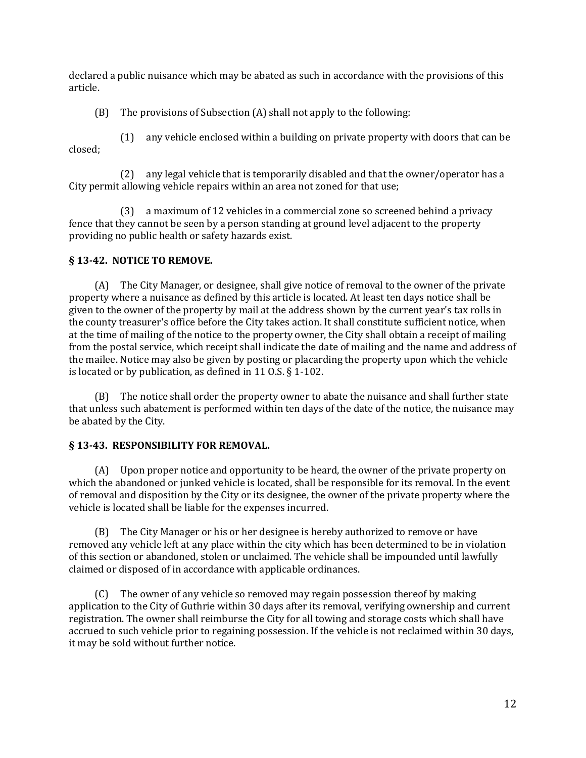declared a public nuisance which may be abated as such in accordance with the provisions of this article.

(B) The provisions of Subsection (A) shall not apply to the following:

(1) any vehicle enclosed within a building on private property with doors that can be closed;

(2) any legal vehicle that is temporarily disabled and that the owner/operator has a City permit allowing vehicle repairs within an area not zoned for that use;

(3) a maximum of 12 vehicles in a commercial zone so screened behind a privacy fence that they cannot be seen by a person standing at ground level adjacent to the property providing no public health or safety hazards exist.

**§ 13-42. NOTICE TO REMOVE.**

(A) The City Manager, or designee, shall give notice of removal to the owner of the private property where a nuisance as defined by this article is located. At least ten days notice shall be given to the owner of the property by mail at the address shown by the current year's tax rolls in the county treasurer's office before the City takes action. It shall constitute sufficient notice, when at the time of mailing of the notice to the property owner, the City shall obtain a receipt of mailing from the postal service, which receipt shall indicate the date of mailing and the name and address of the mailee. Notice may also be given by posting or placarding the property upon which the vehicle is located or by publication, as defined in 11 O.S. § 1-102.

(B) The notice shall order the property owner to abate the nuisance and shall further state that unless such abatement is performed within ten days of the date of the notice, the nuisance may be abated by the City.

**§ 13-43. RESPONSIBILITY FOR REMOVAL.**

(A) Upon proper notice and opportunity to be heard, the owner of the private property on which the abandoned or junked vehicle is located, shall be responsible for its removal. In the event of removal and disposition by the City or its designee, the owner of the private property where the vehicle is located shall be liable for the expenses incurred.

(B) The City Manager or his or her designee is hereby authorized to remove or have removed any vehicle left at any place within the city which has been determined to be in violation of this section or abandoned, stolen or unclaimed. The vehicle shall be impounded until lawfully claimed or disposed of in accordance with applicable ordinances.

(C) The owner of any vehicle so removed may regain possession thereof by making application to the City of Guthrie within 30 days after its removal, verifying ownership and current registration. The owner shall reimburse the City for all towing and storage costs which shall have accrued to such vehicle prior to regaining possession. If the vehicle is not reclaimed within 30 days, it may be sold without further notice.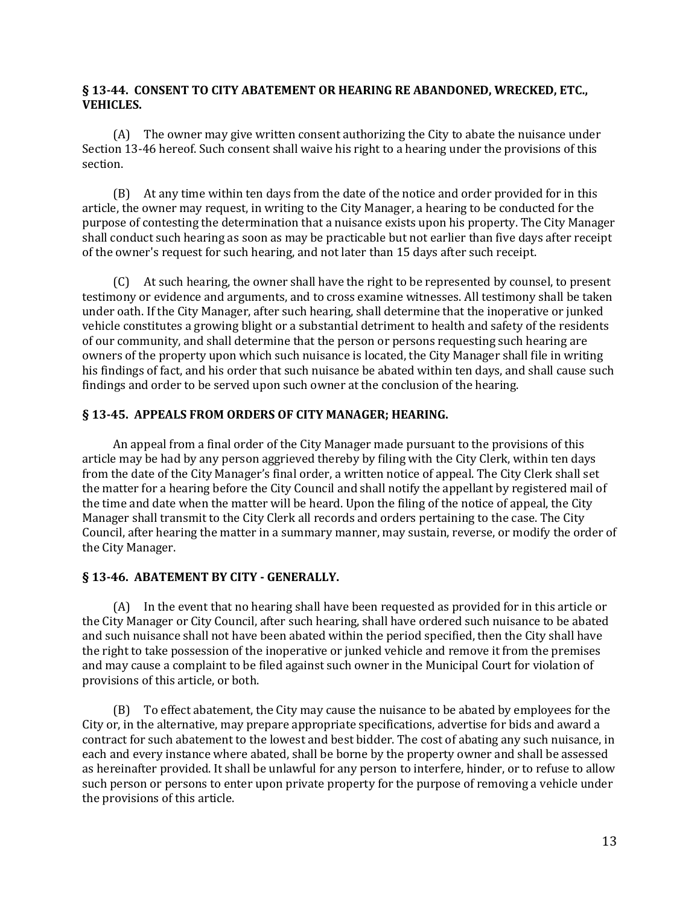**§ 13-44. CONSENT TO CITY ABATEMENT OR HEARING RE ABANDONED, WRECKED, ETC., VEHICLES.**

(A) The owner may give written consent authorizing the City to abate the nuisance under Section 13-46 hereof. Such consent shall waive his right to a hearing under the provisions of this section.

(B) At any time within ten days from the date of the notice and order provided for in this article, the owner may request, in writing to the City Manager, a hearing to be conducted for the purpose of contesting the determination that a nuisance exists upon his property. The City Manager shall conduct such hearing as soon as may be practicable but not earlier than five days after receipt of the owner's request for such hearing, and not later than 15 days after such receipt.

(C) At such hearing, the owner shall have the right to be represented by counsel, to present testimony or evidence and arguments, and to cross examine witnesses. All testimony shall be taken under oath. If the City Manager, after such hearing, shall determine that the inoperative or junked vehicle constitutes a growing blight or a substantial detriment to health and safety of the residents of our community, and shall determine that the person or persons requesting such hearing are owners of the property upon which such nuisance is located, the City Manager shall file in writing his findings of fact, and his order that such nuisance be abated within ten days, and shall cause such findings and order to be served upon such owner at the conclusion of the hearing.

**§ 13-45. APPEALS FROM ORDERS OF CITY MANAGER; HEARING.**

An appeal from a final order of the City Manager made pursuant to the provisions of this article may be had by any person aggrieved thereby by filing with the City Clerk, within ten days from the date of the City Manager's final order, a written notice of appeal. The City Clerk shall set the matter for a hearing before the City Council and shall notify the appellant by registered mail of the time and date when the matter will be heard. Upon the filing of the notice of appeal, the City Manager shall transmit to the City Clerk all records and orders pertaining to the case. The City Council, after hearing the matter in a summary manner, may sustain, reverse, or modify the order of the City Manager.

**§ 13-46. ABATEMENT BY CITY - GENERALLY.**

(A) In the event that no hearing shall have been requested as provided for in this article or the City Manager or City Council, after such hearing, shall have ordered such nuisance to be abated and such nuisance shall not have been abated within the period specified, then the City shall have the right to take possession of the inoperative or junked vehicle and remove it from the premises and may cause a complaint to be filed against such owner in the Municipal Court for violation of provisions of this article, or both.

(B) To effect abatement, the City may cause the nuisance to be abated by employees for the City or, in the alternative, may prepare appropriate specifications, advertise for bids and award a contract for such abatement to the lowest and best bidder. The cost of abating any such nuisance, in each and every instance where abated, shall be borne by the property owner and shall be assessed as hereinafter provided. It shall be unlawful for any person to interfere, hinder, or to refuse to allow such person or persons to enter upon private property for the purpose of removing a vehicle under the provisions of this article.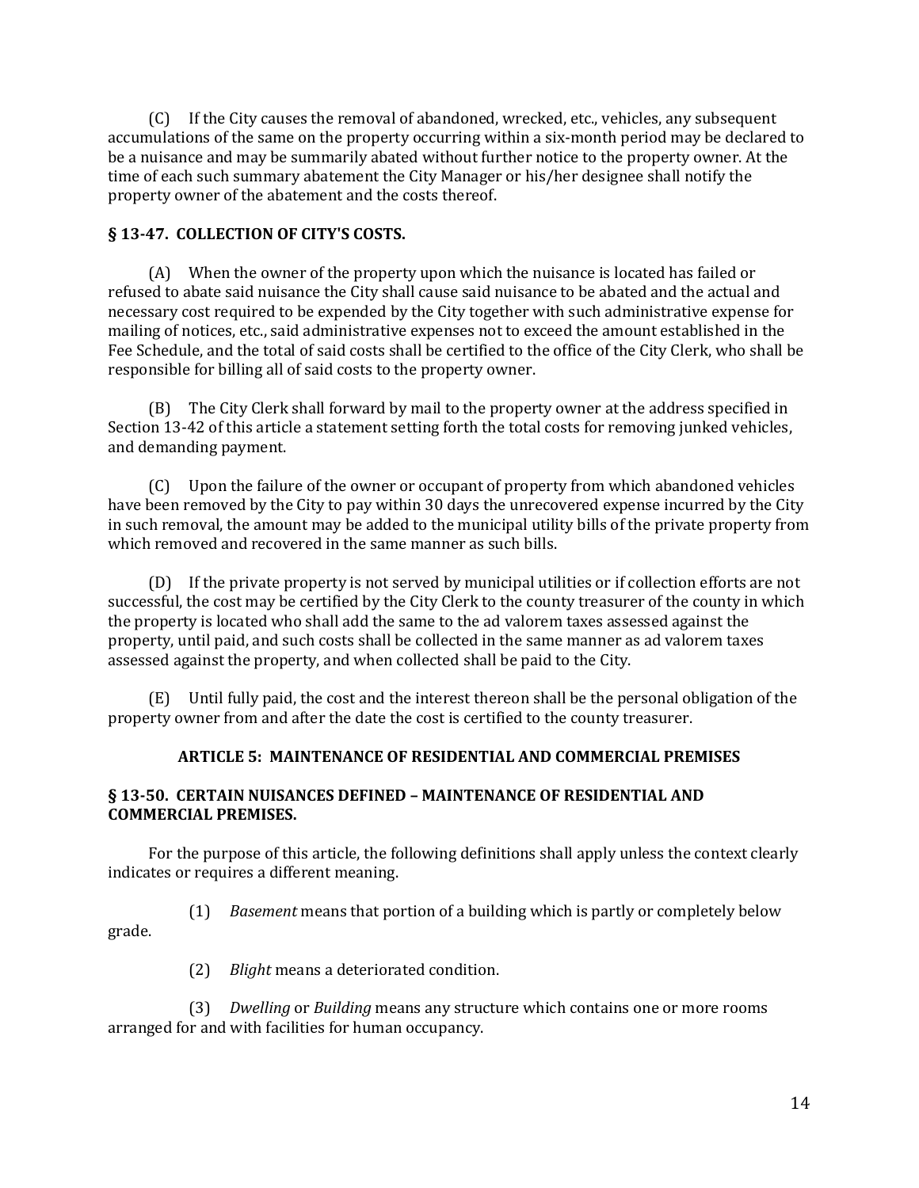(C) If the City causes the removal of abandoned, wrecked, etc., vehicles, any subsequent accumulations of the same on the property occurring within a six-month period may be declared to be a nuisance and may be summarily abated without further notice to the property owner. At the time of each such summary abatement the City Manager or his/her designee shall notify the property owner of the abatement and the costs thereof.

### § 13-47. COLLECTION OF CITY'S COSTS.

(A) When the owner of the property upon which the nuisance is located has failed or refused to abate said nuisance the City shall cause said nuisance to be abated and the actual and necessary cost required to be expended by the City together with such administrative expense for mailing of notices, etc., said administrative expenses not to exceed the amount established in the Fee Schedule, and the total of said costs shall be certified to the office of the City Clerk, who shall be responsible for billing all of said costs to the property owner.

(B) The City Clerk shall forward by mail to the property owner at the address specified in Section 13-42 of this article a statement setting forth the total costs for removing junked vehicles, and demanding payment.

(C) Upon the failure of the owner or occupant of property from which abandoned vehicles have been removed by the City to pay within 30 days the unrecovered expense incurred by the City in such removal, the amount may be added to the municipal utility bills of the private property from which removed and recovered in the same manner as such bills.

(D) If the private property is not served by municipal utilities or if collection efforts are not successful, the cost may be certified by the City Clerk to the county treasurer of the county in which the property is located who shall add the same to the ad valorem taxes assessed against the property, until paid, and such costs shall be collected in the same manner as ad valorem taxes assessed against the property, and when collected shall be paid to the City.

(E) Until fully paid, the cost and the interest thereon shall be the personal obligation of the property owner from and after the date the cost is certified to the county treasurer.

## ARTICLE 5: MAINTENANCE OF RESIDENTIAL AND COMMERCIAL PREMISES

### § 13-50. CERTAIN NUISANCES DEFINED – MAINTENANCE OF RESIDENTIAL AND COMMERCIAL PREMISES.

For the purpose of this article, the following definitions shall apply unless the context clearly indicates or requires a different meaning.

(1) *Basement* means that portion of a building which is partly or completely below grade.

(2) *Blight* means a deteriorated condition.

(3) *Dwelling* or *Building* means any structure which contains one or more rooms arranged for and with facilities for human occupancy.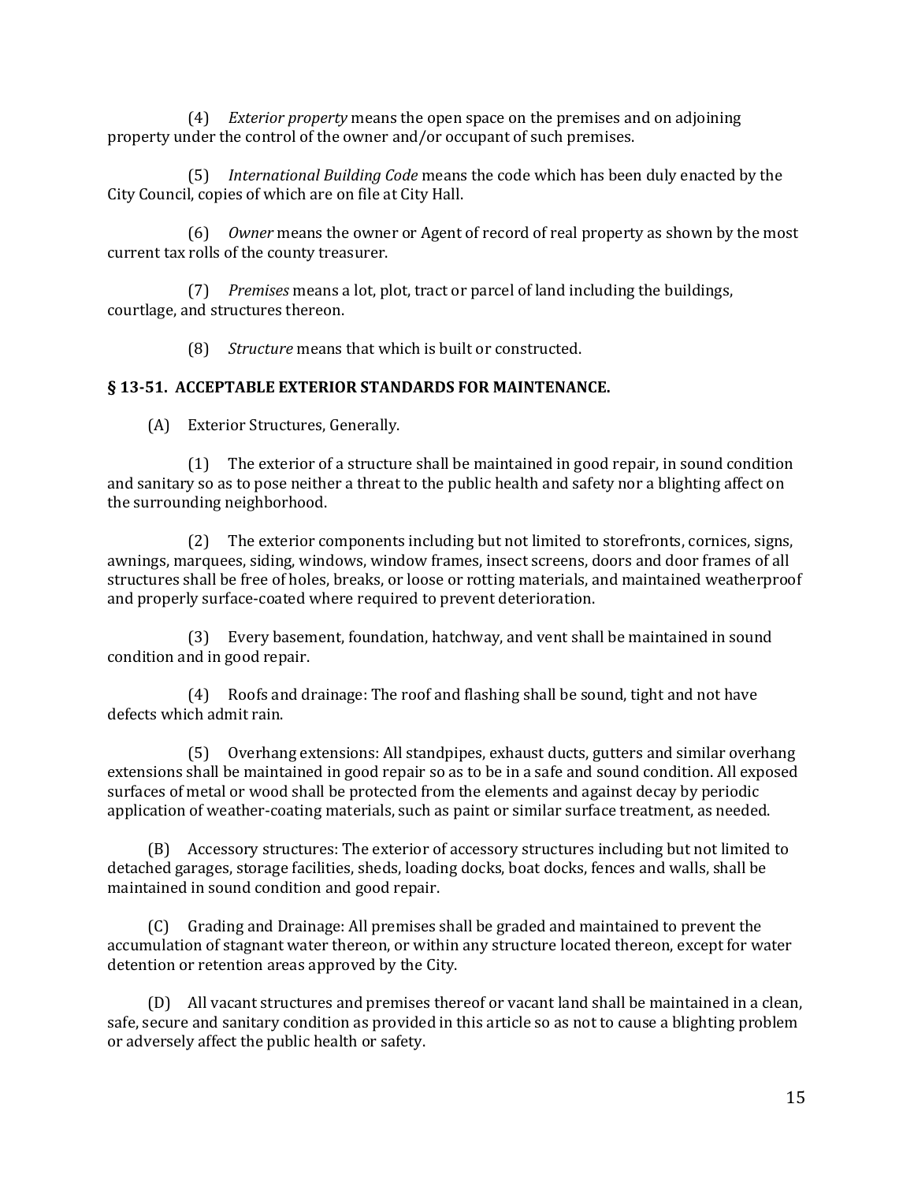(4) *Exterior property* means the open space on the premises and on adjoining property under the control of the owner and/or occupant of such premises.

(5) *International Building Code* means the code which has been duly enacted by the City Council, copies of which are on file at City Hall.

(6) *Owner* means the owner or Agent of record of real property as shown by the most current tax rolls of the county treasurer.

(7) *Premises* means a lot, plot, tract or parcel of land including the buildings, courtlage, and structures thereon.

(8) *Structure* means that which is built or constructed.

**§ 13-51. ACCEPTABLE EXTERIOR STANDARDS FOR MAINTENANCE.**

(A) Exterior Structures, Generally.

(1) The exterior of a structure shall be maintained in good repair, in sound condition and sanitary so as to pose neither a threat to the public health and safety nor a blighting affect on the surrounding neighborhood.

(2) The exterior components including but not limited to storefronts, cornices, signs, awnings, marquees, siding, windows, window frames, insect screens, doors and door frames of all structures shall be free of holes, breaks, or loose or rotting materials, and maintained weatherproof and properly surface-coated where required to prevent deterioration.

(3) Every basement, foundation, hatchway, and vent shall be maintained in sound condition and in good repair.

(4) Roofs and drainage: The roof and flashing shall be sound, tight and not have defects which admit rain.

(5) Overhang extensions: All standpipes, exhaust ducts, gutters and similar overhang extensions shall be maintained in good repair so as to be in a safe and sound condition. All exposed surfaces of metal or wood shall be protected from the elements and against decay by periodic application of weather-coating materials, such as paint or similar surface treatment, as needed.

(B) Accessory structures: The exterior of accessory structures including but not limited to detached garages, storage facilities, sheds, loading docks, boat docks, fences and walls, shall be maintained in sound condition and good repair.

(C) Grading and Drainage: All premises shall be graded and maintained to prevent the accumulation of stagnant water thereon, or within any structure located thereon, except for water detention or retention areas approved by the City.

(D) All vacant structures and premises thereof or vacant land shall be maintained in a clean, safe, secure and sanitary condition as provided in this article so as not to cause a blighting problem or adversely affect the public health or safety.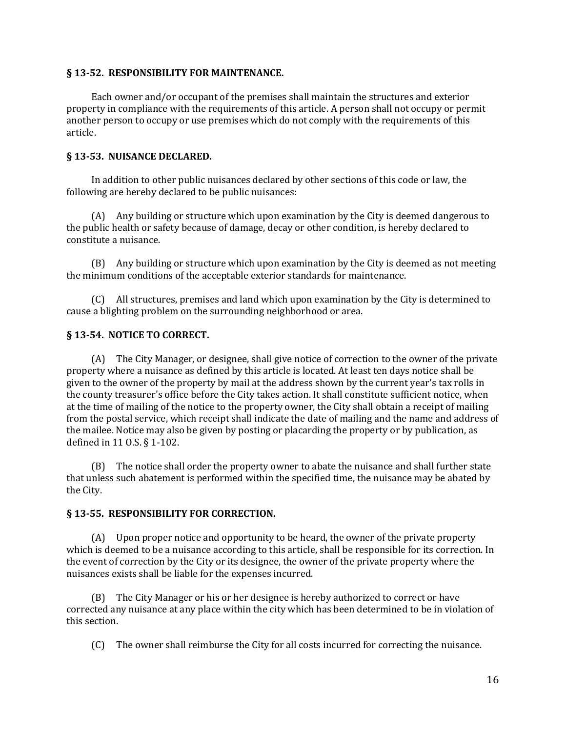### § 13-52. RESPONSIBILITY FOR MAINTENANCE.

Each owner and/or occupant of the premises shall maintain the structures and exterior property in compliance with the requirements of this article. A person shall not occupy or permit another person to occupy or use premises which do not comply with the requirements of this article.

### § 13-53. NUISANCE DECLARED.

In addition to other public nuisances declared by other sections of this code or law, the following are hereby declared to be public nuisances:

(A) Any building or structure which upon examination by the City is deemed dangerous to the public health or safety because of damage, decay or other condition, is hereby declared to constitute a nuisance.

(B) Any building or structure which upon examination by the City is deemed as not meeting the minimum conditions of the acceptable exterior standards for maintenance.

(C) All structures, premises and land which upon examination by the City is determined to cause a blighting problem on the surrounding neighborhood or area.

### § 13-54. NOTICE TO CORRECT.

(A) The City Manager, or designee, shall give notice of correction to the owner of the private property where a nuisance as defined by this article is located. At least ten days notice shall be given to the owner of the property by mail at the address shown by the current year's tax rolls in the county treasurer's office before the City takes action. It shall constitute sufficient notice, when at the time of mailing of the notice to the property owner, the City shall obtain a receipt of mailing from the postal service, which receipt shall indicate the date of mailing and the name and address of the mailee. Notice may also be given by posting or placarding the property or by publication, as defined in 11 O.S. § 1-102.

(B) The notice shall order the property owner to abate the nuisance and shall further state that unless such abatement is performed within the specified time, the nuisance may be abated by the City.

### § 13-55. RESPONSIBILITY FOR CORRECTION.

(A) Upon proper notice and opportunity to be heard, the owner of the private property which is deemed to be a nuisance according to this article, shall be responsible for its correction. In the event of correction by the City or its designee, the owner of the private property where the nuisances exists shall be liable for the expenses incurred.

(B) The City Manager or his or her designee is hereby authorized to correct or have corrected any nuisance at any place within the city which has been determined to be in violation of this section.

(C) The owner shall reimburse the City for all costs incurred for correcting the nuisance.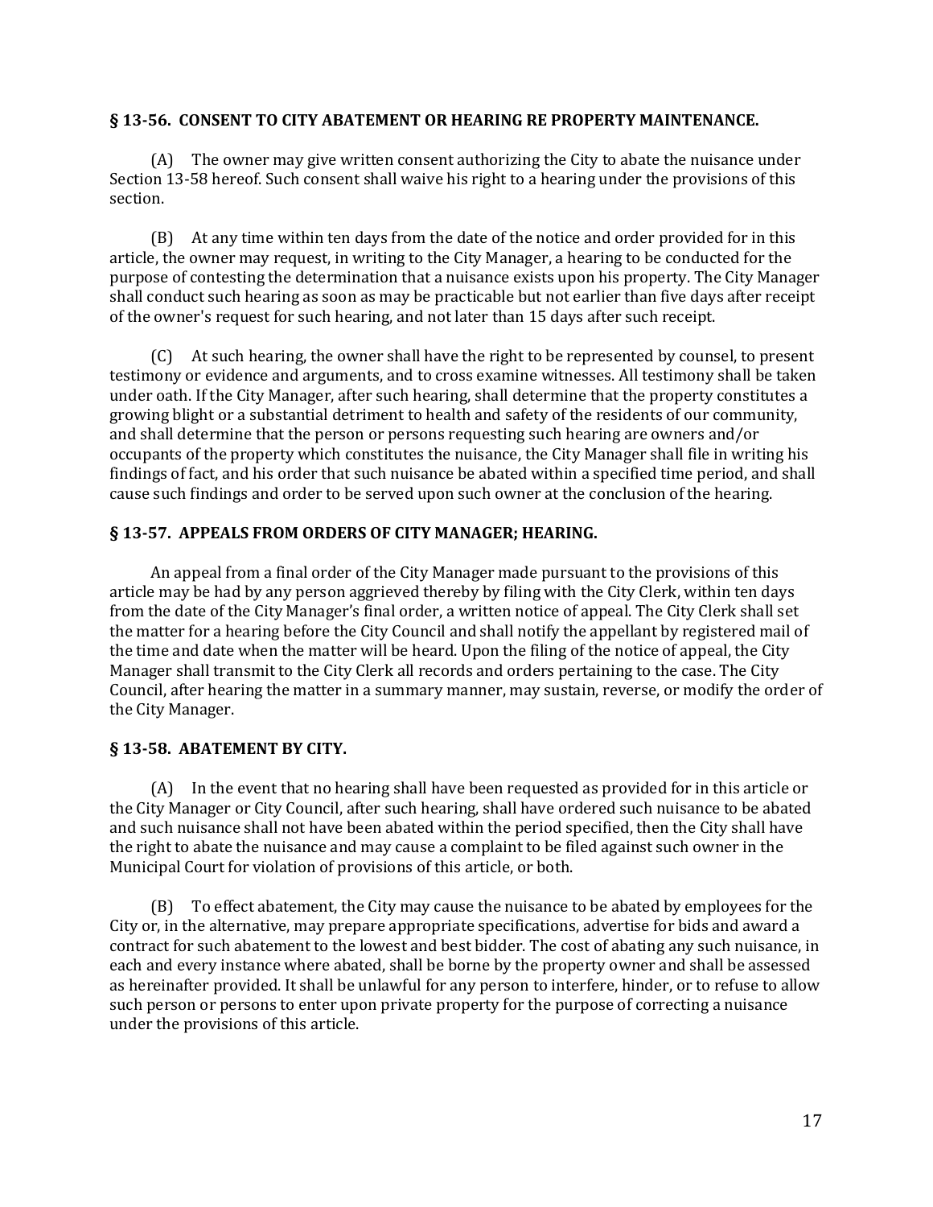### § 13-56. CONSENT TO CITY ABATEMENT OR HEARING RE PROPERTY MAINTENANCE.

(A) The owner may give written consent authorizing the City to abate the nuisance under Section 13-58 hereof. Such consent shall waive his right to a hearing under the provisions of this section.

(B) At any time within ten days from the date of the notice and order provided for in this article, the owner may request, in writing to the City Manager, a hearing to be conducted for the purpose of contesting the determination that a nuisance exists upon his property. The City Manager shall conduct such hearing as soon as may be practicable but not earlier than five days after receipt of the owner's request for such hearing, and not later than 15 days after such receipt.

(C) At such hearing, the owner shall have the right to be represented by counsel, to present testimony or evidence and arguments, and to cross examine witnesses. All testimony shall be taken under oath. If the City Manager, after such hearing, shall determine that the property constitutes a growing blight or a substantial detriment to health and safety of the residents of our community, and shall determine that the person or persons requesting such hearing are owners and/or occupants of the property which constitutes the nuisance, the City Manager shall file in writing his findings of fact, and his order that such nuisance be abated within a specified time period, and shall cause such findings and order to be served upon such owner at the conclusion of the hearing.

### § 13-57. APPEALS FROM ORDERS OF CITY MANAGER; HEARING.

An appeal from a final order of the City Manager made pursuant to the provisions of this article may be had by any person aggrieved thereby by filing with the City Clerk, within ten days from the date of the City Manager's final order, a written notice of appeal. The City Clerk shall set the matter for a hearing before the City Council and shall notify the appellant by registered mail of the time and date when the matter will be heard. Upon the filing of the notice of appeal, the City Manager shall transmit to the City Clerk all records and orders pertaining to the case. The City Council, after hearing the matter in a summary manner, may sustain, reverse, or modify the order of the City Manager.

### § 13-58. ABATEMENT BY CITY.

(A) In the event that no hearing shall have been requested as provided for in this article or the City Manager or City Council, after such hearing, shall have ordered such nuisance to be abated and such nuisance shall not have been abated within the period specified, then the City shall have the right to abate the nuisance and may cause a complaint to be filed against such owner in the Municipal Court for violation of provisions of this article, or both.

(B) To effect abatement, the City may cause the nuisance to be abated by employees for the City or, in the alternative, may prepare appropriate specifications, advertise for bids and award a contract for such abatement to the lowest and best bidder. The cost of abating any such nuisance, in each and every instance where abated, shall be borne by the property owner and shall be assessed as hereinafter provided. It shall be unlawful for any person to interfere, hinder, or to refuse to allow such person or persons to enter upon private property for the purpose of correcting a nuisance under the provisions of this article.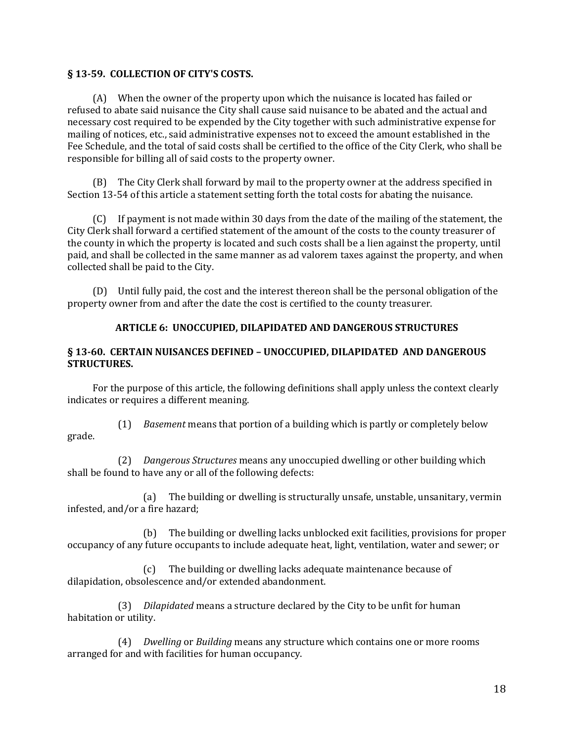### § 13-59. COLLECTION OF CITY'S COSTS.

(A) When the owner of the property upon which the nuisance is located has failed or refused to abate said nuisance the City shall cause said nuisance to be abated and the actual and necessary cost required to be expended by the City together with such administrative expense for mailing of notices, etc., said administrative expenses not to exceed the amount established in the Fee Schedule, and the total of said costs shall be certified to the office of the City Clerk, who shall be responsible for billing all of said costs to the property owner.

(B) The City Clerk shall forward by mail to the property owner at the address specified in Section 13-54 of this article a statement setting forth the total costs for abating the nuisance.

(C) If payment is not made within 30 days from the date of the mailing of the statement, the City Clerk shall forward a certified statement of the amount of the costs to the county treasurer of the county in which the property is located and such costs shall be a lien against the property, until paid, and shall be collected in the same manner as ad valorem taxes against the property, and when collected shall be paid to the City.

(D) Until fully paid, the cost and the interest thereon shall be the personal obligation of the property owner from and after the date the cost is certified to the county treasurer.

## ARTICLE 6: UNOCCUPIED, DILAPIDATED AND DANGEROUS STRUCTURES

### § 13-60. CERTAIN NUISANCES DEFINED – UNOCCUPIED, DILAPIDATED AND DANGEROUS STRUCTURES.

For the purpose of this article, the following definitions shall apply unless the context clearly indicates or requires a different meaning.

(1) *Basement* means that portion of a building which is partly or completely below grade.

(2) *Dangerous Structures* means any unoccupied dwelling or other building which shall be found to have any or all of the following defects:

(a) The building or dwelling is structurally unsafe, unstable, unsanitary, vermin infested, and/or a fire hazard;

(b) The building or dwelling lacks unblocked exit facilities, provisions for proper occupancy of any future occupants to include adequate heat, light, ventilation, water and sewer; or

(c) The building or dwelling lacks adequate maintenance because of dilapidation, obsolescence and/or extended abandonment.

(3) *Dilapidated* means a structure declared by the City to be unfit for human habitation or utility.

(4) *Dwelling* or *Building* means any structure which contains one or more rooms arranged for and with facilities for human occupancy.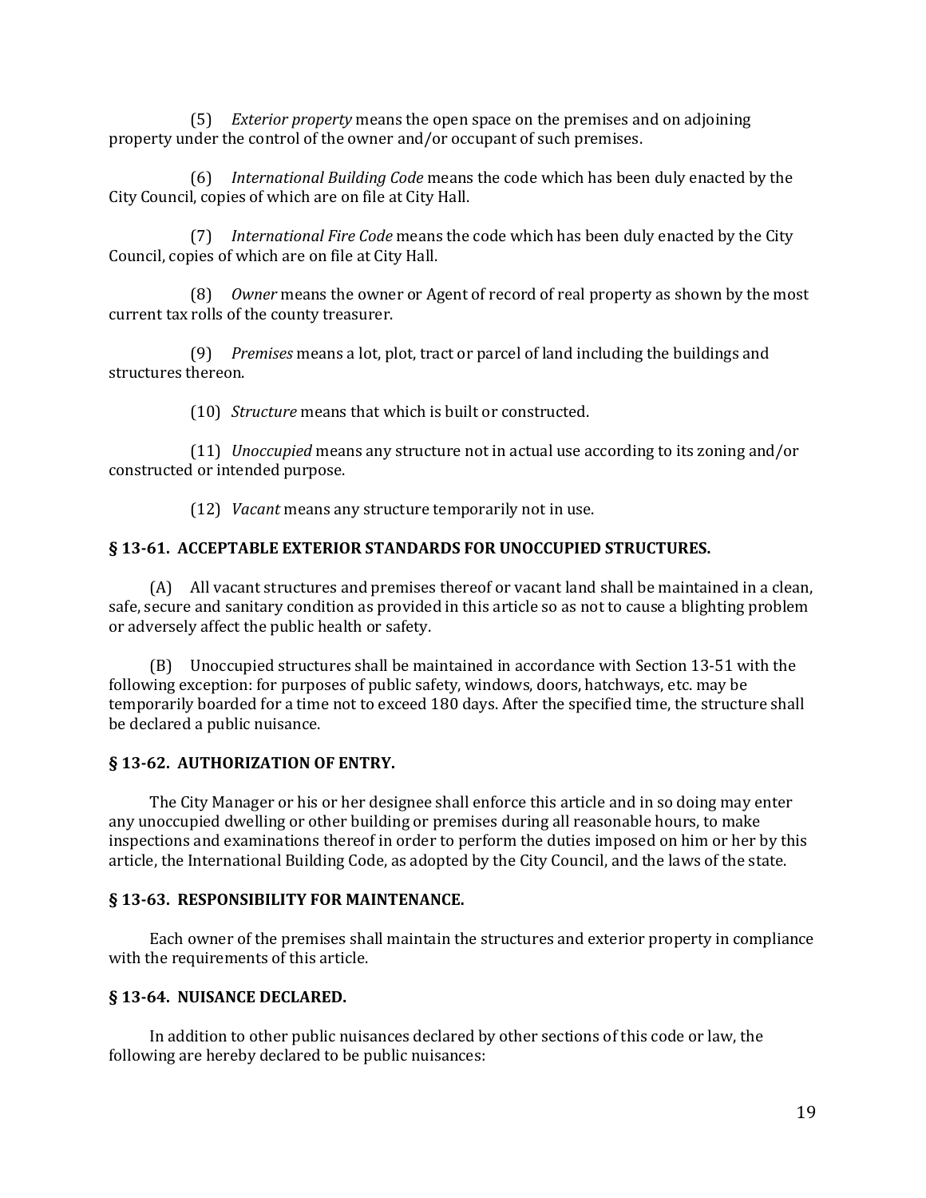(5) *Exterior property* means the open space on the premises and on adjoining property under the control of the owner and/or occupant of such premises.

(6) *International Building Code* means the code which has been duly enacted by the City Council, copies of which are on file at City Hall.

(7) *International Fire Code* means the code which has been duly enacted by the City Council, copies of which are on file at City Hall.

(8) *Owner* means the owner or Agent of record of real property as shown by the most current tax rolls of the county treasurer.

(9) *Premises* means a lot, plot, tract or parcel of land including the buildings and structures thereon.

(10) *Structure* means that which is built or constructed.

(11) *Unoccupied* means any structure not in actual use according to its zoning and/or constructed or intended purpose.

(12) *Vacant* means any structure temporarily not in use.

**§ 13-61. ACCEPTABLE EXTERIOR STANDARDS FOR UNOCCUPIED STRUCTURES.**

(A) All vacant structures and premises thereof or vacant land shall be maintained in a clean, safe, secure and sanitary condition as provided in this article so as not to cause a blighting problem or adversely affect the public health or safety.

(B) Unoccupied structures shall be maintained in accordance with Section 13-51 with the following exception: for purposes of public safety, windows, doors, hatchways, etc. may be temporarily boarded for a time not to exceed 180 days. After the specified time, the structure shall be declared a public nuisance.

**§ 13-62. AUTHORIZATION OF ENTRY.**

The City Manager or his or her designee shall enforce this article and in so doing may enter any unoccupied dwelling or other building or premises during all reasonable hours, to make inspections and examinations thereof in order to perform the duties imposed on him or her by this article, the International Building Code, as adopted by the City Council, and the laws of the state.

**§ 13-63. RESPONSIBILITY FOR MAINTENANCE.**

Each owner of the premises shall maintain the structures and exterior property in compliance with the requirements of this article.

**§ 13-64. NUISANCE DECLARED.**

In addition to other public nuisances declared by other sections of this code or law, the following are hereby declared to be public nuisances: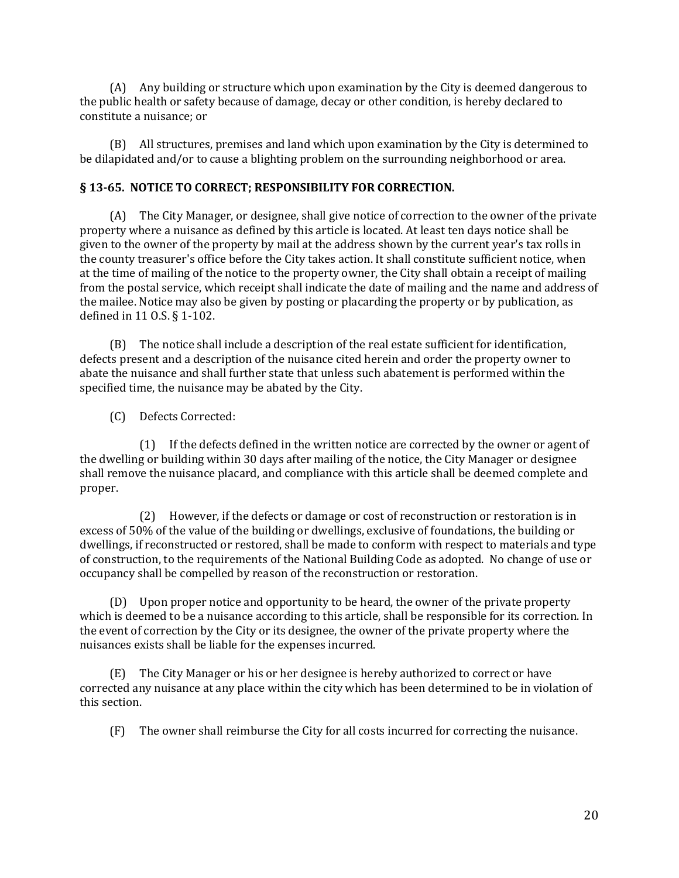(A) Any building or structure which upon examination by the City is deemed dangerous to the public health or safety because of damage, decay or other condition, is hereby declared to constitute a nuisance; or

(B) All structures, premises and land which upon examination by the City is determined to be dilapidated and/or to cause a blighting problem on the surrounding neighborhood or area.

**§ 13-65. NOTICE TO CORRECT; RESPONSIBILITY FOR CORRECTION.**

(A) The City Manager, or designee, shall give notice of correction to the owner of the private property where a nuisance as defined by this article is located. At least ten days notice shall be given to the owner of the property by mail at the address shown by the current year's tax rolls in the county treasurer's office before the City takes action. It shall constitute sufficient notice, when at the time of mailing of the notice to the property owner, the City shall obtain a receipt of mailing from the postal service, which receipt shall indicate the date of mailing and the name and address of the mailee. Notice may also be given by posting or placarding the property or by publication, as defined in 11 O.S. § 1-102.

(B) The notice shall include a description of the real estate sufficient for identification, defects present and a description of the nuisance cited herein and order the property owner to abate the nuisance and shall further state that unless such abatement is performed within the specified time, the nuisance may be abated by the City.

(C) Defects Corrected:

(1) If the defects defined in the written notice are corrected by the owner or agent of the dwelling or building within 30 days after mailing of the notice, the City Manager or designee shall remove the nuisance placard, and compliance with this article shall be deemed complete and proper.

(2) However, if the defects or damage or cost of reconstruction or restoration is in excess of 50% of the value of the building or dwellings, exclusive of foundations, the building or dwellings, if reconstructed or restored, shall be made to conform with respect to materials and type of construction, to the requirements of the National Building Code as adopted. No change of use or occupancy shall be compelled by reason of the reconstruction or restoration.

(D) Upon proper notice and opportunity to be heard, the owner of the private property which is deemed to be a nuisance according to this article, shall be responsible for its correction. In the event of correction by the City or its designee, the owner of the private property where the nuisances exists shall be liable for the expenses incurred.

(E) The City Manager or his or her designee is hereby authorized to correct or have corrected any nuisance at any place within the city which has been determined to be in violation of this section.

(F) The owner shall reimburse the City for all costs incurred for correcting the nuisance.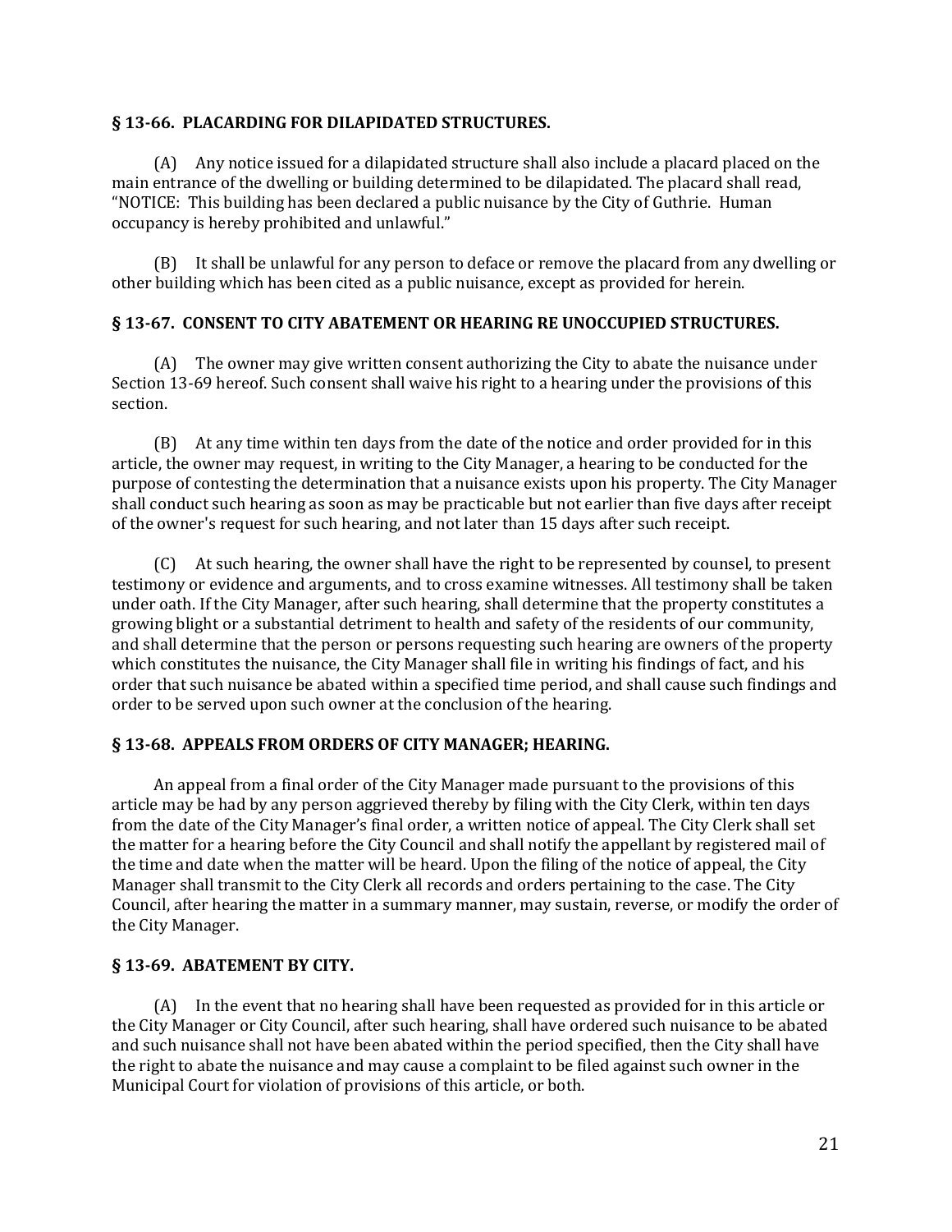### § 13-66. PLACARDING FOR DILAPIDATED STRUCTURES.

(A) Any notice issued for a dilapidated structure shall also include a placard placed on the main entrance of the dwelling or building determined to be dilapidated. The placard shall read, "NOTICE: This building has been declared a public nuisance by the City of Guthrie. Human occupancy is hereby prohibited and unlawful."

(B) It shall be unlawful for any person to deface or remove the placard from any dwelling or other building which has been cited as a public nuisance, except as provided for herein.

### § 13-67. CONSENT TO CITY ABATEMENT OR HEARING RE UNOCCUPIED STRUCTURES.

(A) The owner may give written consent authorizing the City to abate the nuisance under Section 13-69 hereof. Such consent shall waive his right to a hearing under the provisions of this section.

(B) At any time within ten days from the date of the notice and order provided for in this article, the owner may request, in writing to the City Manager, a hearing to be conducted for the purpose of contesting the determination that a nuisance exists upon his property. The City Manager shall conduct such hearing as soon as may be practicable but not earlier than five days after receipt of the owner's request for such hearing, and not later than 15 days after such receipt.

(C) At such hearing, the owner shall have the right to be represented by counsel, to present testimony or evidence and arguments, and to cross examine witnesses. All testimony shall be taken under oath. If the City Manager, after such hearing, shall determine that the property constitutes a growing blight or a substantial detriment to health and safety of the residents of our community, and shall determine that the person or persons requesting such hearing are owners of the property which constitutes the nuisance, the City Manager shall file in writing his findings of fact, and his order that such nuisance be abated within a specified time period, and shall cause such findings and order to be served upon such owner at the conclusion of the hearing.

### § 13-68. APPEALS FROM ORDERS OF CITY MANAGER; HEARING.

An appeal from a final order of the City Manager made pursuant to the provisions of this article may be had by any person aggrieved thereby by filing with the City Clerk, within ten days from the date of the City Manager's final order, a written notice of appeal. The City Clerk shall set the matter for a hearing before the City Council and shall notify the appellant by registered mail of the time and date when the matter will be heard. Upon the filing of the notice of appeal, the City Manager shall transmit to the City Clerk all records and orders pertaining to the case. The City Council, after hearing the matter in a summary manner, may sustain, reverse, or modify the order of the City Manager.

### § 13-69. ABATEMENT BY CITY.

(A) In the event that no hearing shall have been requested as provided for in this article or the City Manager or City Council, after such hearing, shall have ordered such nuisance to be abated and such nuisance shall not have been abated within the period specified, then the City shall have the right to abate the nuisance and may cause a complaint to be filed against such owner in the Municipal Court for violation of provisions of this article, or both.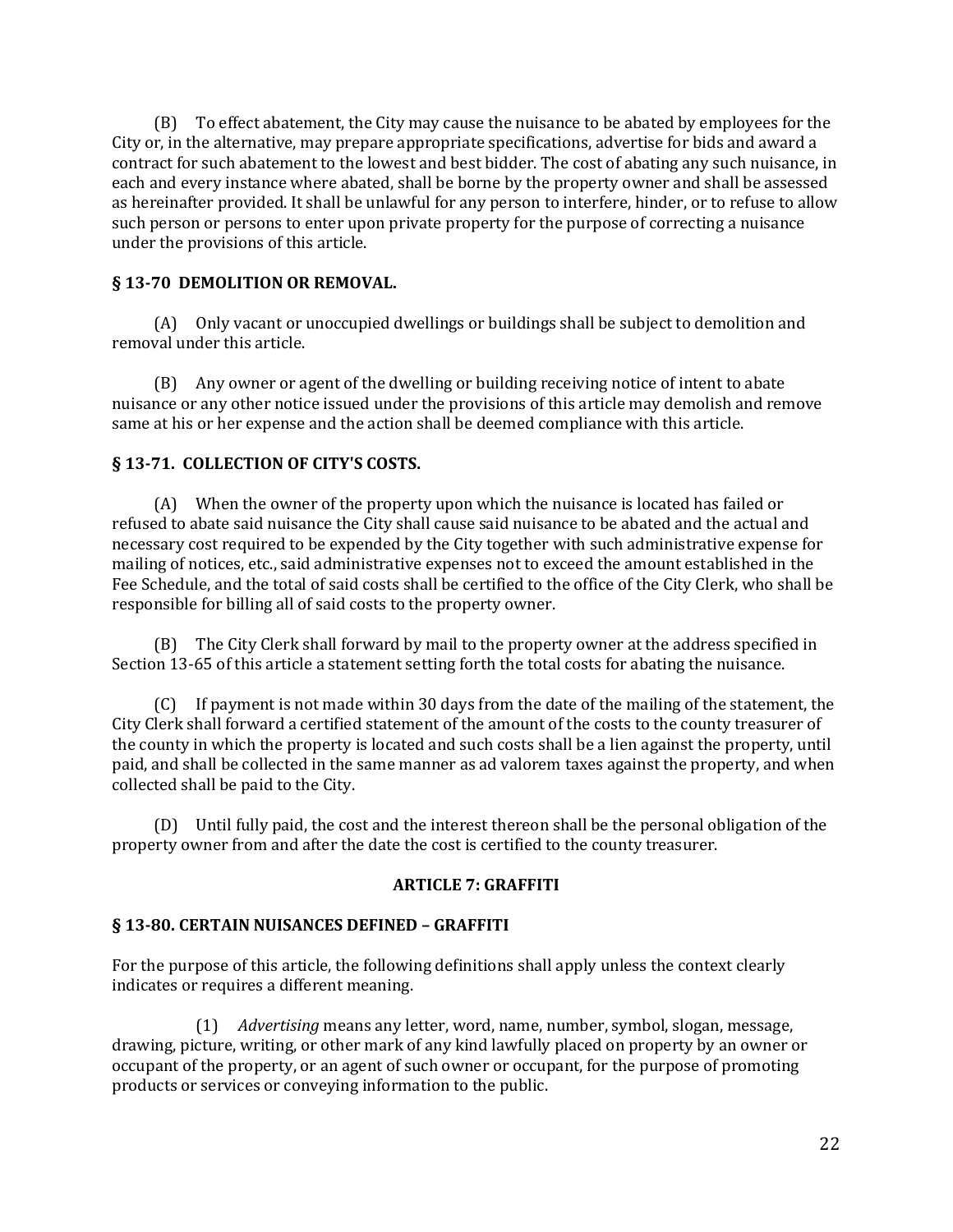(B) To effect abatement, the City may cause the nuisance to be abated by employees for the City or, in the alternative, may prepare appropriate specifications, advertise for bids and award a contract for such abatement to the lowest and best bidder. The cost of abating any such nuisance, in each and every instance where abated, shall be borne by the property owner and shall be assessed as hereinafter provided. It shall be unlawful for any person to interfere, hinder, or to refuse to allow such person or persons to enter upon private property for the purpose of correcting a nuisance under the provisions of this article.

### § 13-70 DEMOLITION OR REMOVAL.

(A) Only vacant or unoccupied dwellings or buildings shall be subject to demolition and removal under this article.

(B) Any owner or agent of the dwelling or building receiving notice of intent to abate nuisance or any other notice issued under the provisions of this article may demolish and remove same at his or her expense and the action shall be deemed compliance with this article.

### § 13-71. COLLECTION OF CITY'S COSTS.

(A) When the owner of the property upon which the nuisance is located has failed or refused to abate said nuisance the City shall cause said nuisance to be abated and the actual and necessary cost required to be expended by the City together with such administrative expense for mailing of notices, etc., said administrative expenses not to exceed the amount established in the Fee Schedule, and the total of said costs shall be certified to the office of the City Clerk, who shall be responsible for billing all of said costs to the property owner.

(B) The City Clerk shall forward by mail to the property owner at the address specified in Section 13-65 of this article a statement setting forth the total costs for abating the nuisance.

(C) If payment is not made within 30 days from the date of the mailing of the statement, the City Clerk shall forward a certified statement of the amount of the costs to the county treasurer of the county in which the property is located and such costs shall be a lien against the property, until paid, and shall be collected in the same manner as ad valorem taxes against the property, and when collected shall be paid to the City.

(D) Until fully paid, the cost and the interest thereon shall be the personal obligation of the property owner from and after the date the cost is certified to the county treasurer.

## ARTICLE 7: GRAFFITI

### § 13-80. CERTAIN NUISANCES DEFINED – GRAFFITI

For the purpose of this article, the following definitions shall apply unless the context clearly indicates or requires a different meaning.

(1) *Advertising* means any letter, word, name, number, symbol, slogan, message, drawing, picture, writing, or other mark of any kind lawfully placed on property by an owner or occupant of the property, or an agent of such owner or occupant, for the purpose of promoting products or services or conveying information to the public.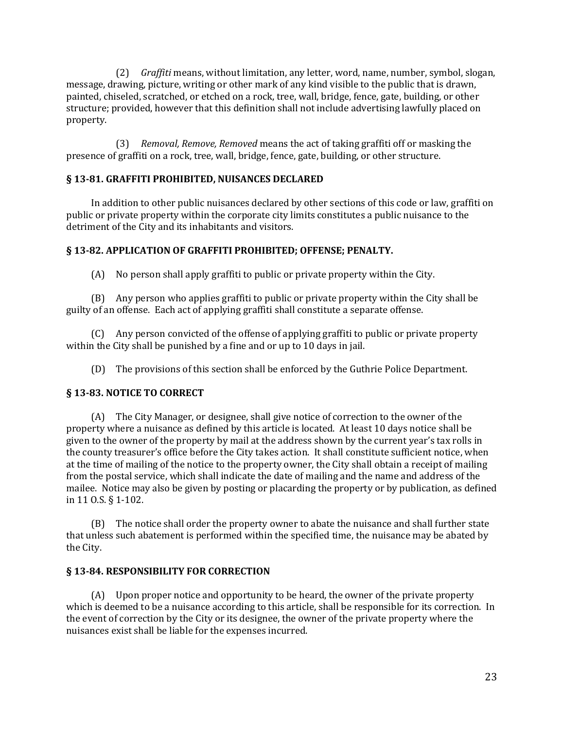(2) *Graffiti* means, without limitation, any letter, word, name, number, symbol, slogan, message, drawing, picture, writing or other mark of any kind visible to the public that is drawn, painted, chiseled, scratched, or etched on a rock, tree, wall, bridge, fence, gate, building, or other structure; provided, however that this definition shall not include advertising lawfully placed on property.

(3) *Removal, Remove, Removed* means the act of taking graffiti off or masking the presence of graffiti on a rock, tree, wall, bridge, fence, gate, building, or other structure.

### § 13-81. GRAFFITI PROHIBITED, NUISANCES DECLARED

In addition to other public nuisances declared by other sections of this code or law, graffiti on public or private property within the corporate city limits constitutes a public nuisance to the detriment of the City and its inhabitants and visitors.

### § 13-82. APPLICATION OF GRAFFITI PROHIBITED; OFFENSE; PENALTY.

(A) No person shall apply graffiti to public or private property within the City.

(B) Any person who applies graffiti to public or private property within the City shall be guilty of an offense. Each act of applying graffiti shall constitute a separate offense.

(C) Any person convicted of the offense of applying graffiti to public or private property within the City shall be punished by a fine and or up to 10 days in jail.

(D) The provisions of this section shall be enforced by the Guthrie Police Department.

### § 13-83. NOTICE TO CORRECT

(A) The City Manager, or designee, shall give notice of correction to the owner of the property where a nuisance as defined by this article is located. At least 10 days notice shall be given to the owner of the property by mail at the address shown by the current year's tax rolls in the county treasurer's office before the City takes action. It shall constitute sufficient notice, when at the time of mailing of the notice to the property owner, the City shall obtain a receipt of mailing from the postal service, which shall indicate the date of mailing and the name and address of the mailee. Notice may also be given by posting or placarding the property or by publication, as defined in 11 O.S. § 1-102.

(B) The notice shall order the property owner to abate the nuisance and shall further state that unless such abatement is performed within the specified time, the nuisance may be abated by the City.

### § 13-84. RESPONSIBILITY FOR CORRECTION

(A) Upon proper notice and opportunity to be heard, the owner of the private property which is deemed to be a nuisance according to this article, shall be responsible for its correction. In the event of correction by the City or its designee, the owner of the private property where the nuisances exist shall be liable for the expenses incurred.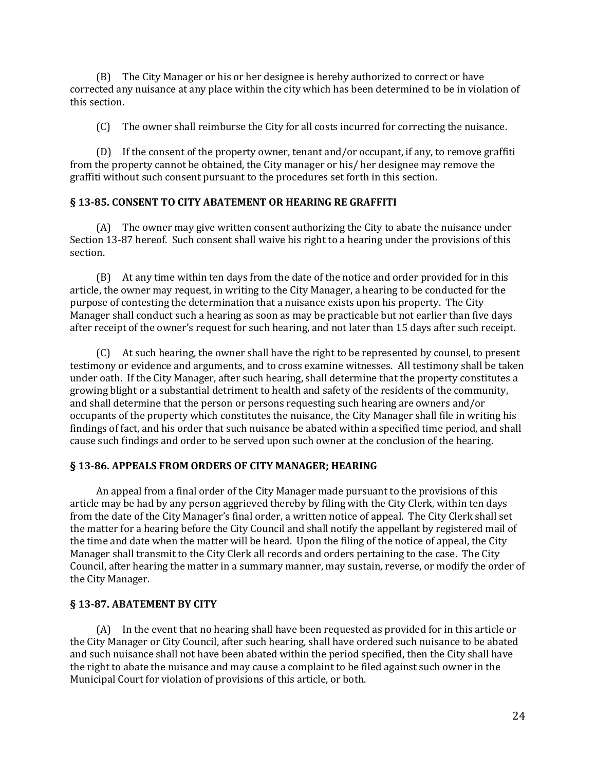(B) The City Manager or his or her designee is hereby authorized to correct or have corrected any nuisance at any place within the city which has been determined to be in violation of this section.

(C) The owner shall reimburse the City for all costs incurred for correcting the nuisance.

(D) If the consent of the property owner, tenant and/or occupant, if any, to remove graffiti from the property cannot be obtained, the City manager or his/ her designee may remove the graffiti without such consent pursuant to the procedures set forth in this section.

### § 13-85. CONSENT TO CITY ABATEMENT OR HEARING RE GRAFFITI

(A) The owner may give written consent authorizing the City to abate the nuisance under Section 13-87 hereof. Such consent shall waive his right to a hearing under the provisions of this section.

(B) At any time within ten days from the date of the notice and order provided for in this article, the owner may request, in writing to the City Manager, a hearing to be conducted for the purpose of contesting the determination that a nuisance exists upon his property. The City Manager shall conduct such a hearing as soon as may be practicable but not earlier than five days after receipt of the owner's request for such hearing, and not later than 15 days after such receipt.

(C) At such hearing, the owner shall have the right to be represented by counsel, to present testimony or evidence and arguments, and to cross examine witnesses. All testimony shall be taken under oath. If the City Manager, after such hearing, shall determine that the property constitutes a growing blight or a substantial detriment to health and safety of the residents of the community, and shall determine that the person or persons requesting such hearing are owners and/or occupants of the property which constitutes the nuisance, the City Manager shall file in writing his findings of fact, and his order that such nuisance be abated within a specified time period, and shall cause such findings and order to be served upon such owner at the conclusion of the hearing.

### § 13-86. APPEALS FROM ORDERS OF CITY MANAGER; HEARING

An appeal from a final order of the City Manager made pursuant to the provisions of this article may be had by any person aggrieved thereby by filing with the City Clerk, within ten days from the date of the City Manager's final order, a written notice of appeal. The City Clerk shall set the matter for a hearing before the City Council and shall notify the appellant by registered mail of the time and date when the matter will be heard. Upon the filing of the notice of appeal, the City Manager shall transmit to the City Clerk all records and orders pertaining to the case. The City Council, after hearing the matter in a summary manner, may sustain, reverse, or modify the order of the City Manager.

### § 13-87. ABATEMENT BY CITY

(A) In the event that no hearing shall have been requested as provided for in this article or the City Manager or City Council, after such hearing, shall have ordered such nuisance to be abated and such nuisance shall not have been abated within the period specified, then the City shall have the right to abate the nuisance and may cause a complaint to be filed against such owner in the Municipal Court for violation of provisions of this article, or both.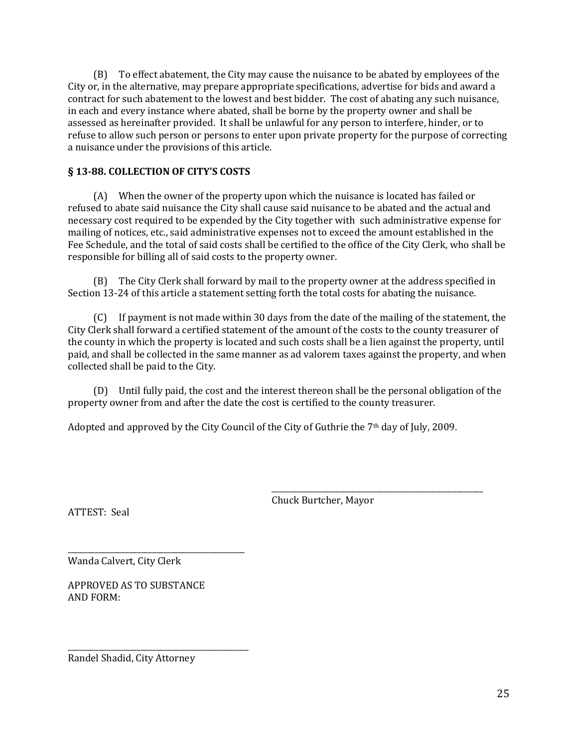(B) To effect abatement, the City may cause the nuisance to be abated by employees of the City or, in the alternative, may prepare appropriate specifications, advertise for bids and award a contract for such abatement to the lowest and best bidder. The cost of abating any such nuisance, in each and every instance where abated, shall be borne by the property owner and shall be assessed as hereinafter provided. It shall be unlawful for any person to interfere, hinder, or to refuse to allow such person or persons to enter upon private property for the purpose of correcting a nuisance under the provisions of this article.

**§ 13-88. COLLECTION OF CITY'S COSTS**

(A) When the owner of the property upon which the nuisance is located has failed or refused to abate said nuisance the City shall cause said nuisance to be abated and the actual and necessary cost required to be expended by the City together with such administrative expense for mailing of notices, etc., said administrative expenses not to exceed the amount established in the Fee Schedule, and the total of said costs shall be certified to the office of the City Clerk, who shall be responsible for billing all of said costs to the property owner.

(B) The City Clerk shall forward by mail to the property owner at the address specified in Section 13-24 of this article a statement setting forth the total costs for abating the nuisance.

(C) If payment is not made within 30 days from the date of the mailing of the statement, the City Clerk shall forward a certified statement of the amount of the costs to the county treasurer of the county in which the property is located and such costs shall be a lien against the property, until paid, and shall be collected in the same manner as ad valorem taxes against the property, and when collected shall be paid to the City.

(D) Until fully paid, the cost and the interest thereon shall be the personal obligation of the property owner from and after the date the cost is certified to the county treasurer.

Adopted and approved by the City Council of the City of Guthrie the 7th day of July, 2009.

\_\_\_\_\_\_\_\_\_\_\_\_\_\_\_\_\_\_\_\_\_\_\_\_\_\_\_\_\_\_\_\_\_\_\_\_
Chuck Burtcher, Mayor

ATTEST: Seal

\_\_\_\_\_\_\_\_\_\_\_\_\_\_\_\_\_\_\_\_\_\_\_\_\_\_\_\_\_\_\_\_\_\_\_\_
Wanda Calvert, City Clerk

APPROVED AS TO SUBSTANCE
AND FORM:

\_\_\_\_\_\_\_\_\_\_\_\_\_\_\_\_\_\_\_\_\_\_\_\_\_\_\_\_\_\_\_\_\_\_\_\_
Randel Shadid, City Attorney